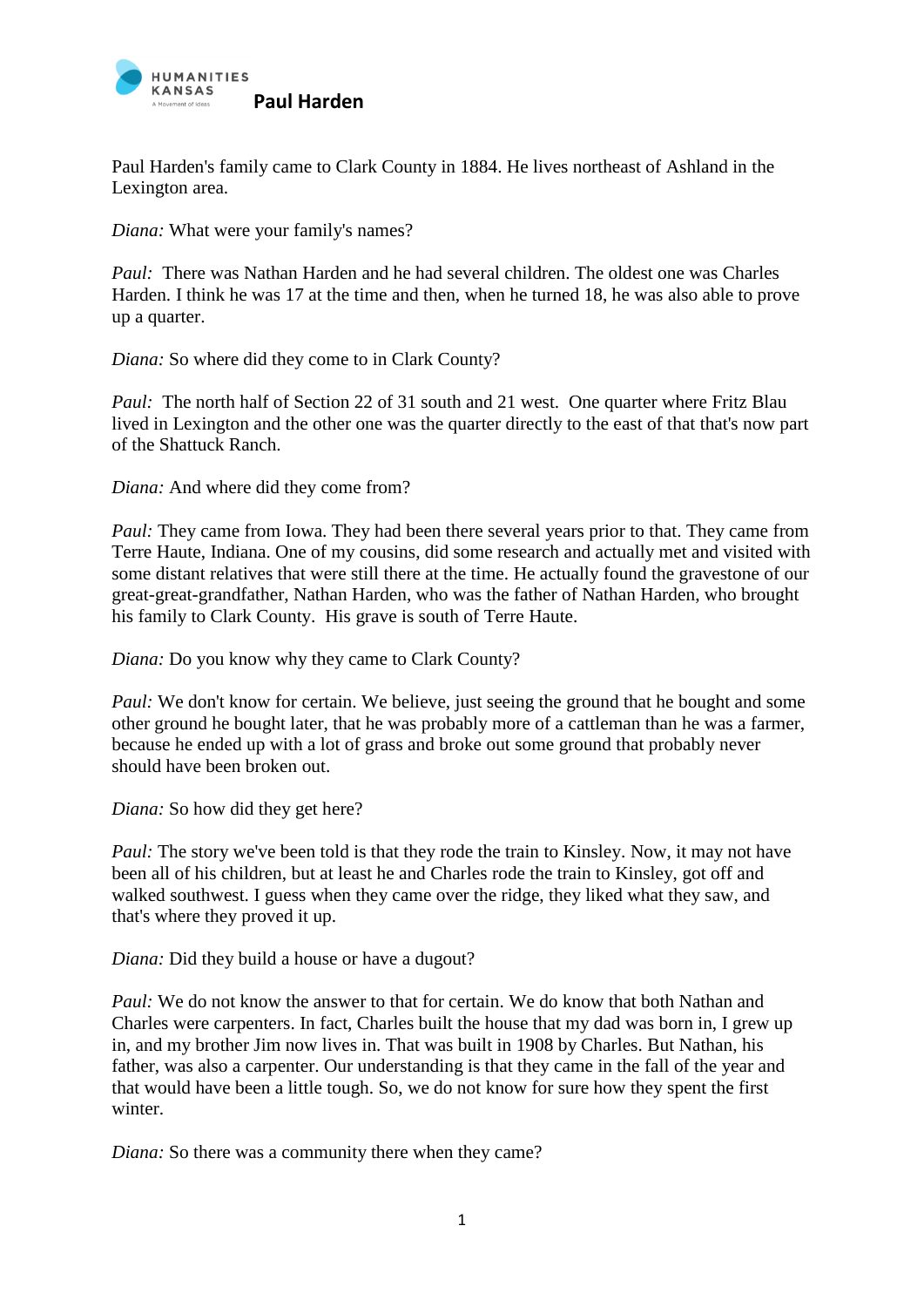# Paul Harden

Paul Harden's family came to Clark County in 1884. He lives northeast of Ashland in the Lexington area.

*Diana:* What were your family's names?

*Paul:* There was Nathan Harden and he had several children. The oldest one was Charles Harden. I think he was 17 at the time and then, when he turned 18, he was also able to prove up a quarter.

*Diana:* So where did they come to in Clark County?

*Paul:* The north half of Section 22 of 31 south and 21 west. One quarter where Fritz Blau lived in Lexington and the other one was the quarter directly to the east of that that's now part of the Shattuck Ranch.

*Diana:* And where did they come from?

*Paul:* They came from Iowa. They had been there several years prior to that. They came from Terre Haute, Indiana. One of my cousins, did some research and actually met and visited with some distant relatives that were still there at the time. He actually found the gravestone of our great-great-grandfather, Nathan Harden, who was the father of Nathan Harden, who brought his family to Clark County. His grave is south of Terre Haute.

*Diana:* Do you know why they came to Clark County?

*Paul:* We don't know for certain. We believe, just seeing the ground that he bought and some other ground he bought later, that he was probably more of a cattleman than he was a farmer, because he ended up with a lot of grass and broke out some ground that probably never should have been broken out.

*Diana:* So how did they get here?

*Paul:* The story we've been told is that they rode the train to Kinsley. Now, it may not have been all of his children, but at least he and Charles rode the train to Kinsley, got off and walked southwest. I guess when they came over the ridge, they liked what they saw, and that's where they proved it up.

*Diana:* Did they build a house or have a dugout?

*Paul:* We do not know the answer to that for certain. We do know that both Nathan and Charles were carpenters. In fact, Charles built the house that my dad was born in, I grew up in, and my brother Jim now lives in. That was built in 1908 by Charles. But Nathan, his father, was also a carpenter. Our understanding is that they came in the fall of the year and that would have been a little tough. So, we do not know for sure how they spent the first winter.

*Diana:* So there was a community there when they came?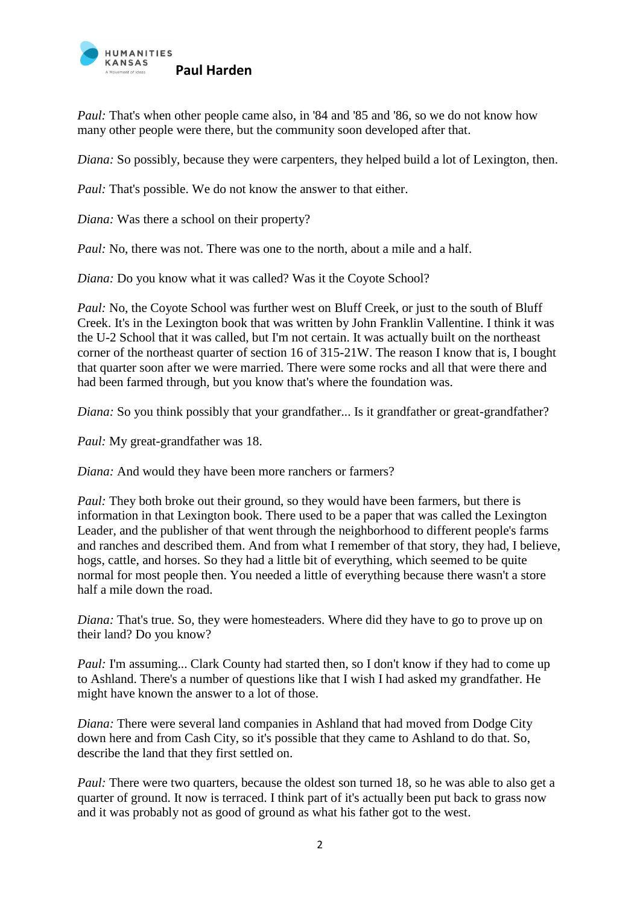*Paul:* That's when other people came also, in '84 and '85 and '86, so we do not know how many other people were there, but the community soon developed after that.

*Diana:* So possibly, because they were carpenters, they helped build a lot of Lexington, then.

*Paul:* That's possible. We do not know the answer to that either.

*Diana:* Was there a school on their property?

*Paul:* No, there was not. There was one to the north, about a mile and a half.

*Diana:* Do you know what it was called? Was it the Coyote School?

*Paul:* No, the Coyote School was further west on Bluff Creek, or just to the south of Bluff Creek. It's in the Lexington book that was written by John Franklin Vallentine. I think it was the U-2 School that it was called, but I'm not certain. It was actually built on the northeast corner of the northeast quarter of section 16 of 315-21W. The reason I know that is, I bought that quarter soon after we were married. There were some rocks and all that were there and had been farmed through, but you know that's where the foundation was.

*Diana:* So you think possibly that your grandfather... Is it grandfather or great-grandfather?

*Paul:* My great-grandfather was 18.

*Diana:* And would they have been more ranchers or farmers?

*Paul:* They both broke out their ground, so they would have been farmers, but there is information in that Lexington book. There used to be a paper that was called the Lexington Leader, and the publisher of that went through the neighborhood to different people's farms and ranches and described them. And from what I remember of that story, they had, I believe, hogs, cattle, and horses. So they had a little bit of everything, which seemed to be quite normal for most people then. You needed a little of everything because there wasn't a store half a mile down the road.

*Diana:* That's true. So, they were homesteaders. Where did they have to go to prove up on their land? Do you know?

*Paul:* I'm assuming... Clark County had started then, so I don't know if they had to come up to Ashland. There's a number of questions like that I wish I had asked my grandfather. He might have known the answer to a lot of those.

*Diana:* There were several land companies in Ashland that had moved from Dodge City down here and from Cash City, so it's possible that they came to Ashland to do that. So, describe the land that they first settled on.

*Paul:* There were two quarters, because the oldest son turned 18, so he was able to also get a quarter of ground. It now is terraced. I think part of it's actually been put back to grass now and it was probably not as good of ground as what his father got to the west.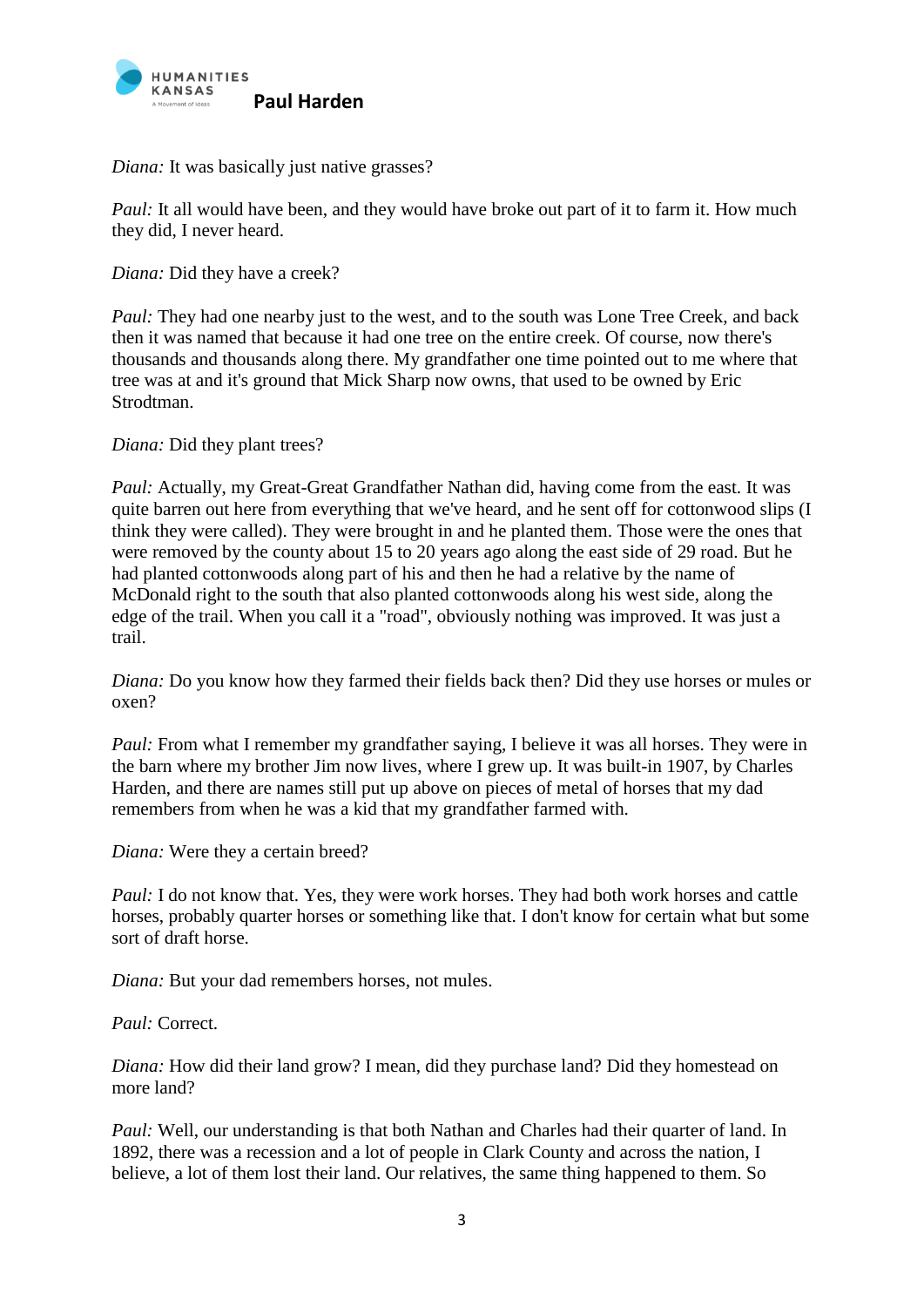*Diana:* It was basically just native grasses?

*Paul:* It all would have been, and they would have broke out part of it to farm it. How much they did, I never heard.

*Diana:* Did they have a creek?

*Paul:* They had one nearby just to the west, and to the south was Lone Tree Creek, and back then it was named that because it had one tree on the entire creek. Of course, now there's thousands and thousands along there. My grandfather one time pointed out to me where that tree was at and it's ground that Mick Sharp now owns, that used to be owned by Eric Strodtman.

*Diana:* Did they plant trees?

*Paul:* Actually, my Great-Great Grandfather Nathan did, having come from the east. It was quite barren out here from everything that we've heard, and he sent off for cottonwood slips (I think they were called). They were brought in and he planted them. Those were the ones that were removed by the county about 15 to 20 years ago along the east side of 29 road. But he had planted cottonwoods along part of his and then he had a relative by the name of McDonald right to the south that also planted cottonwoods along his west side, along the edge of the trail. When you call it a "road", obviously nothing was improved. It was just a trail.

*Diana:* Do you know how they farmed their fields back then? Did they use horses or mules or oxen?

*Paul:* From what I remember my grandfather saying, I believe it was all horses. They were in the barn where my brother Jim now lives, where I grew up. It was built-in 1907, by Charles Harden, and there are names still put up above on pieces of metal of horses that my dad remembers from when he was a kid that my grandfather farmed with.

*Diana:* Were they a certain breed?

*Paul:* I do not know that. Yes, they were work horses. They had both work horses and cattle horses, probably quarter horses or something like that. I don't know for certain what but some sort of draft horse.

*Diana:* But your dad remembers horses, not mules.

*Paul:* Correct.

*Diana:* How did their land grow? I mean, did they purchase land? Did they homestead on more land?

*Paul:* Well, our understanding is that both Nathan and Charles had their quarter of land. In 1892, there was a recession and a lot of people in Clark County and across the nation, I believe, a lot of them lost their land. Our relatives, the same thing happened to them. So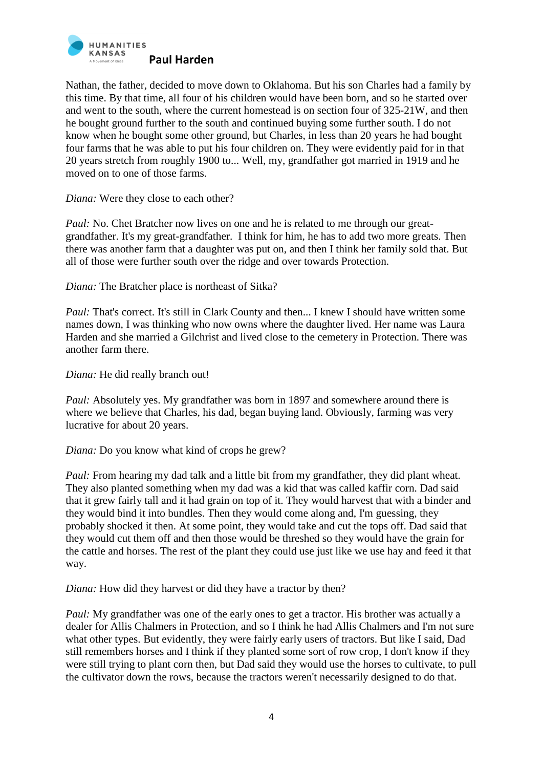Nathan, the father, decided to move down to Oklahoma. But his son Charles had a family by this time. By that time, all four of his children would have been born, and so he started over and went to the south, where the current homestead is on section four of 325-21W, and then he bought ground further to the south and continued buying some further south. I do not know when he bought some other ground, but Charles, in less than 20 years he had bought four farms that he was able to put his four children on. They were evidently paid for in that 20 years stretch from roughly 1900 to... Well, my, grandfather got married in 1919 and he moved on to one of those farms.

*Diana:* Were they close to each other?

*Paul:* No. Chet Bratcher now lives on one and he is related to me through our great-grandfather. It's my great-grandfather. I think for him, he has to add two more greats. Then there was another farm that a daughter was put on, and then I think her family sold that. But all of those were further south over the ridge and over towards Protection.

*Diana:* The Bratcher place is northeast of Sitka?

*Paul:* That's correct. It's still in Clark County and then... I knew I should have written some names down, I was thinking who now owns where the daughter lived. Her name was Laura Harden and she married a Gilchrist and lived close to the cemetery in Protection. There was another farm there.

*Diana:* He did really branch out!

*Paul:* Absolutely yes. My grandfather was born in 1897 and somewhere around there is where we believe that Charles, his dad, began buying land. Obviously, farming was very lucrative for about 20 years.

*Diana:* Do you know what kind of crops he grew?

*Paul:* From hearing my dad talk and a little bit from my grandfather, they did plant wheat. They also planted something when my dad was a kid that was called kaffir corn. Dad said that it grew fairly tall and it had grain on top of it. They would harvest that with a binder and they would bind it into bundles. Then they would come along and, I'm guessing, they probably shocked it then. At some point, they would take and cut the tops off. Dad said that they would cut them off and then those would be threshed so they would have the grain for the cattle and horses. The rest of the plant they could use just like we use hay and feed it that way.

*Diana:* How did they harvest or did they have a tractor by then?

*Paul:* My grandfather was one of the early ones to get a tractor. His brother was actually a dealer for Allis Chalmers in Protection, and so I think he had Allis Chalmers and I'm not sure what other types. But evidently, they were fairly early users of tractors. But like I said, Dad still remembers horses and I think if they planted some sort of row crop, I don't know if they were still trying to plant corn then, but Dad said they would use the horses to cultivate, to pull the cultivator down the rows, because the tractors weren't necessarily designed to do that.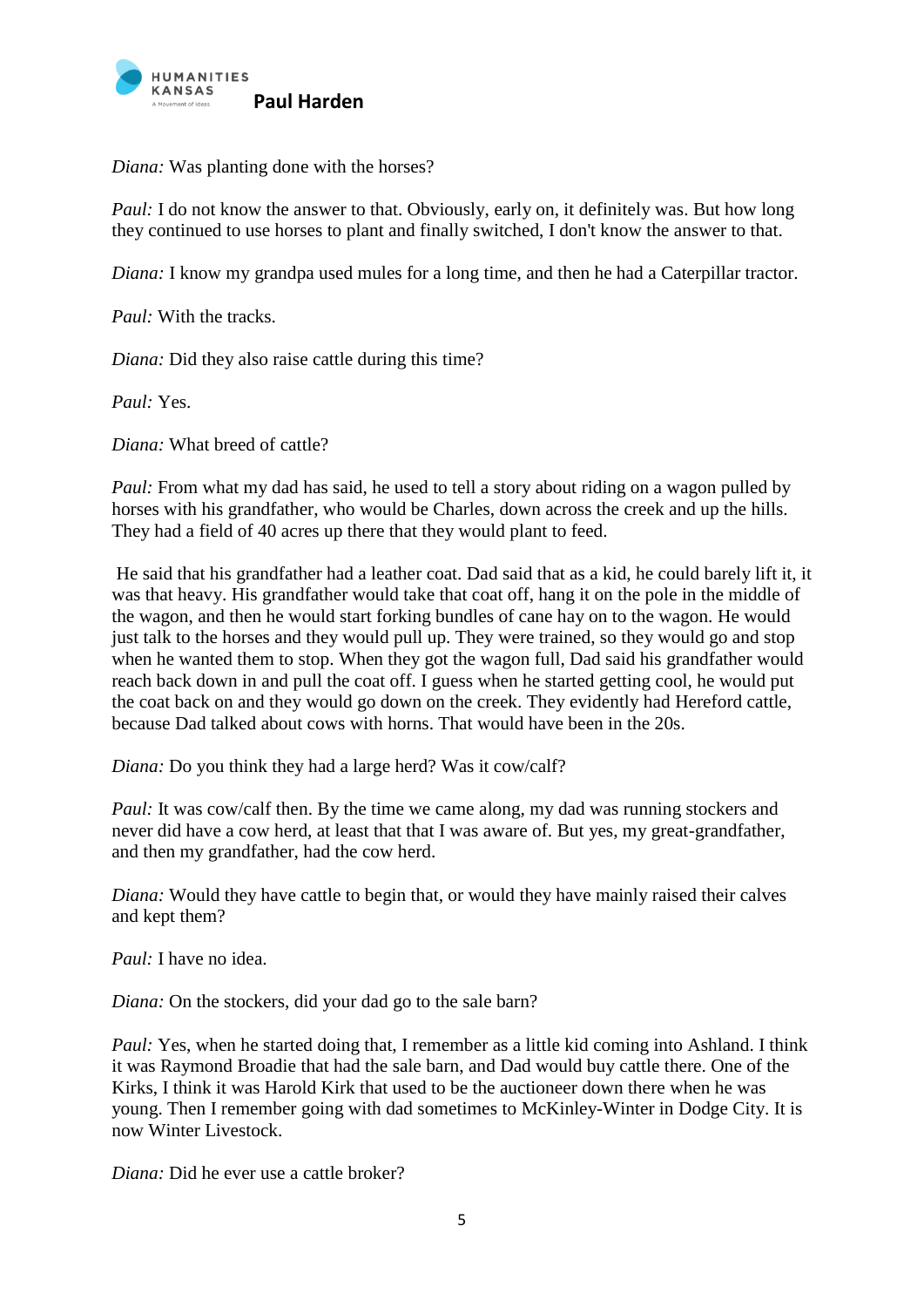*Diana:* Was planting done with the horses?

*Paul:* I do not know the answer to that. Obviously, early on, it definitely was. But how long they continued to use horses to plant and finally switched, I don't know the answer to that.

*Diana:* I know my grandpa used mules for a long time, and then he had a Caterpillar tractor.

*Paul:* With the tracks.

*Diana:* Did they also raise cattle during this time?

*Paul:* Yes.

*Diana:* What breed of cattle?

*Paul:* From what my dad has said, he used to tell a story about riding on a wagon pulled by horses with his grandfather, who would be Charles, down across the creek and up the hills. They had a field of 40 acres up there that they would plant to feed.

He said that his grandfather had a leather coat. Dad said that as a kid, he could barely lift it, it was that heavy. His grandfather would take that coat off, hang it on the pole in the middle of the wagon, and then he would start forking bundles of cane hay on to the wagon. He would just talk to the horses and they would pull up. They were trained, so they would go and stop when he wanted them to stop. When they got the wagon full, Dad said his grandfather would reach back down in and pull the coat off. I guess when he started getting cool, he would put the coat back on and they would go down on the creek. They evidently had Hereford cattle, because Dad talked about cows with horns. That would have been in the 20s.

*Diana:* Do you think they had a large herd? Was it cow/calf?

*Paul:* It was cow/calf then. By the time we came along, my dad was running stockers and never did have a cow herd, at least that that I was aware of. But yes, my great-grandfather, and then my grandfather, had the cow herd.

*Diana:* Would they have cattle to begin that, or would they have mainly raised their calves and kept them?

*Paul:* I have no idea.

*Diana:* On the stockers, did your dad go to the sale barn?

*Paul:* Yes, when he started doing that, I remember as a little kid coming into Ashland. I think it was Raymond Broadie that had the sale barn, and Dad would buy cattle there. One of the Kirks, I think it was Harold Kirk that used to be the auctioneer down there when he was young. Then I remember going with dad sometimes to McKinley-Winter in Dodge City. It is now Winter Livestock.

*Diana:* Did he ever use a cattle broker?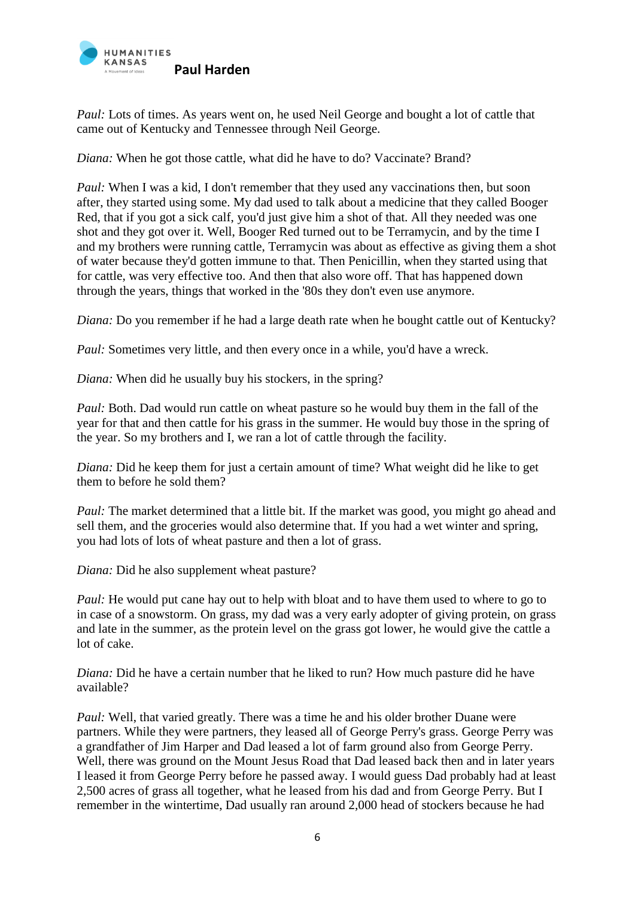*Paul:* Lots of times. As years went on, he used Neil George and bought a lot of cattle that came out of Kentucky and Tennessee through Neil George.

*Diana:* When he got those cattle, what did he have to do? Vaccinate? Brand?

*Paul:* When I was a kid, I don't remember that they used any vaccinations then, but soon after, they started using some. My dad used to talk about a medicine that they called Booger Red, that if you got a sick calf, you'd just give him a shot of that. All they needed was one shot and they got over it. Well, Booger Red turned out to be Terramycin, and by the time I and my brothers were running cattle, Terramycin was about as effective as giving them a shot of water because they'd gotten immune to that. Then Penicillin, when they started using that for cattle, was very effective too. And then that also wore off. That has happened down through the years, things that worked in the '80s they don't even use anymore.

*Diana:* Do you remember if he had a large death rate when he bought cattle out of Kentucky?

*Paul:* Sometimes very little, and then every once in a while, you'd have a wreck.

*Diana:* When did he usually buy his stockers, in the spring?

*Paul:* Both. Dad would run cattle on wheat pasture so he would buy them in the fall of the year for that and then cattle for his grass in the summer. He would buy those in the spring of the year. So my brothers and I, we ran a lot of cattle through the facility.

*Diana:* Did he keep them for just a certain amount of time? What weight did he like to get them to before he sold them?

*Paul:* The market determined that a little bit. If the market was good, you might go ahead and sell them, and the groceries would also determine that. If you had a wet winter and spring, you had lots of lots of wheat pasture and then a lot of grass.

*Diana:* Did he also supplement wheat pasture?

*Paul:* He would put cane hay out to help with bloat and to have them used to where to go to in case of a snowstorm. On grass, my dad was a very early adopter of giving protein, on grass and late in the summer, as the protein level on the grass got lower, he would give the cattle a lot of cake.

*Diana:* Did he have a certain number that he liked to run? How much pasture did he have available?

*Paul:* Well, that varied greatly. There was a time he and his older brother Duane were partners. While they were partners, they leased all of George Perry's grass. George Perry was a grandfather of Jim Harper and Dad leased a lot of farm ground also from George Perry. Well, there was ground on the Mount Jesus Road that Dad leased back then and in later years I leased it from George Perry before he passed away. I would guess Dad probably had at least 2,500 acres of grass all together, what he leased from his dad and from George Perry. But I remember in the wintertime, Dad usually ran around 2,000 head of stockers because he had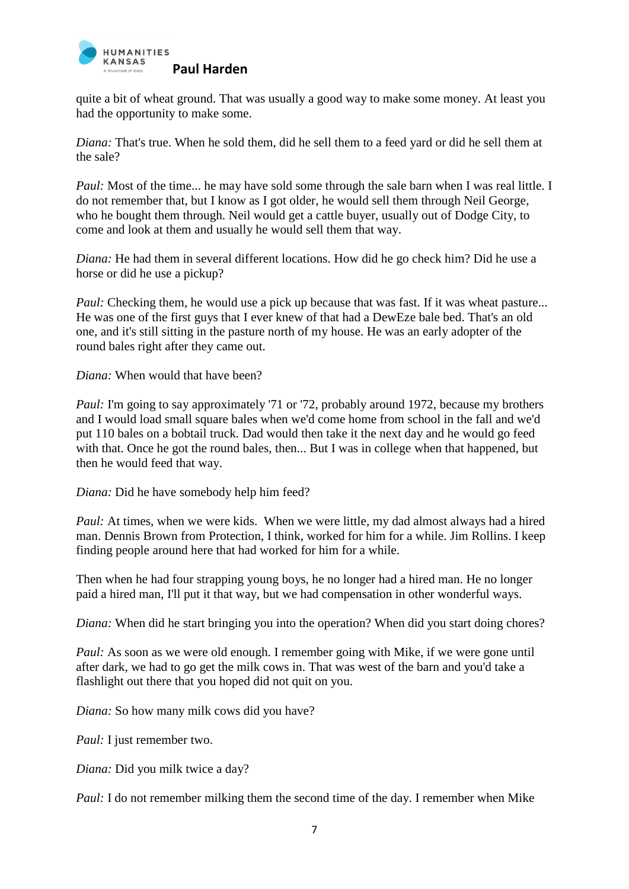quite a bit of wheat ground. That was usually a good way to make some money. At least you had the opportunity to make some.

*Diana:* That's true. When he sold them, did he sell them to a feed yard or did he sell them at the sale?

*Paul:* Most of the time... he may have sold some through the sale barn when I was real little. I do not remember that, but I know as I got older, he would sell them through Neil George, who he bought them through. Neil would get a cattle buyer, usually out of Dodge City, to come and look at them and usually he would sell them that way.

*Diana:* He had them in several different locations. How did he go check him? Did he use a horse or did he use a pickup?

*Paul:* Checking them, he would use a pick up because that was fast. If it was wheat pasture... He was one of the first guys that I ever knew of that had a DewEze bale bed. That's an old one, and it's still sitting in the pasture north of my house. He was an early adopter of the round bales right after they came out.

*Diana:* When would that have been?

*Paul:* I'm going to say approximately '71 or '72, probably around 1972, because my brothers and I would load small square bales when we'd come home from school in the fall and we'd put 110 bales on a bobtail truck. Dad would then take it the next day and he would go feed with that. Once he got the round bales, then... But I was in college when that happened, but then he would feed that way.

*Diana:* Did he have somebody help him feed?

*Paul:* At times, when we were kids. When we were little, my dad almost always had a hired man. Dennis Brown from Protection, I think, worked for him for a while. Jim Rollins. I keep finding people around here that had worked for him for a while.

Then when he had four strapping young boys, he no longer had a hired man. He no longer paid a hired man, I'll put it that way, but we had compensation in other wonderful ways.

*Diana:* When did he start bringing you into the operation? When did you start doing chores?

*Paul:* As soon as we were old enough. I remember going with Mike, if we were gone until after dark, we had to go get the milk cows in. That was west of the barn and you'd take a flashlight out there that you hoped did not quit on you.

*Diana:* So how many milk cows did you have?

*Paul:* I just remember two.

*Diana:* Did you milk twice a day?

*Paul:* I do not remember milking them the second time of the day. I remember when Mike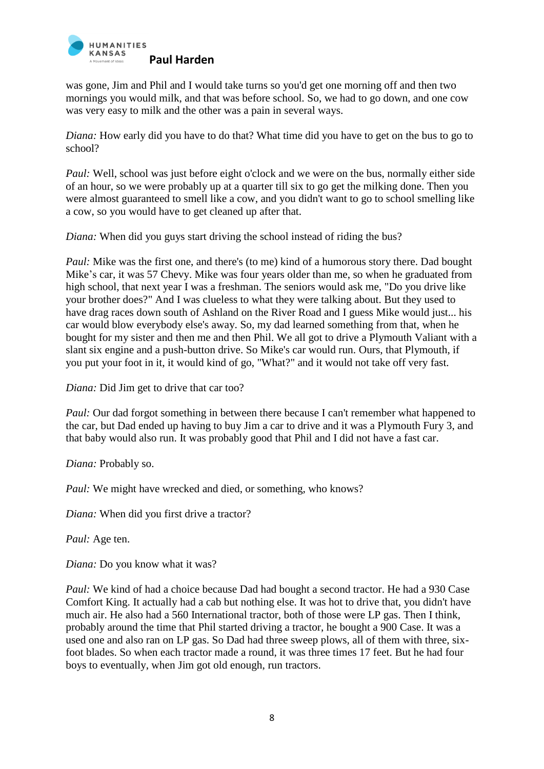was gone, Jim and Phil and I would take turns so you'd get one morning off and then two mornings you would milk, and that was before school. So, we had to go down, and one cow was very easy to milk and the other was a pain in several ways.

*Diana:* How early did you have to do that? What time did you have to get on the bus to go to school?

*Paul:* Well, school was just before eight o'clock and we were on the bus, normally either side of an hour, so we were probably up at a quarter till six to go get the milking done. Then you were almost guaranteed to smell like a cow, and you didn't want to go to school smelling like a cow, so you would have to get cleaned up after that.

*Diana:* When did you guys start driving the school instead of riding the bus?

*Paul:* Mike was the first one, and there's (to me) kind of a humorous story there. Dad bought Mike's car, it was 57 Chevy. Mike was four years older than me, so when he graduated from high school, that next year I was a freshman. The seniors would ask me, "Do you drive like your brother does?" And I was clueless to what they were talking about. But they used to have drag races down south of Ashland on the River Road and I guess Mike would just... his car would blow everybody else's away. So, my dad learned something from that, when he bought for my sister and then me and then Phil. We all got to drive a Plymouth Valiant with a slant six engine and a push-button drive. So Mike's car would run. Ours, that Plymouth, if you put your foot in it, it would kind of go, "What?" and it would not take off very fast.

*Diana:* Did Jim get to drive that car too?

*Paul:* Our dad forgot something in between there because I can't remember what happened to the car, but Dad ended up having to buy Jim a car to drive and it was a Plymouth Fury 3, and that baby would also run. It was probably good that Phil and I did not have a fast car.

*Diana:* Probably so.

*Paul:* We might have wrecked and died, or something, who knows?

*Diana:* When did you first drive a tractor?

*Paul:* Age ten.

*Diana:* Do you know what it was?

*Paul:* We kind of had a choice because Dad had bought a second tractor. He had a 930 Case Comfort King. It actually had a cab but nothing else. It was hot to drive that, you didn't have much air. He also had a 560 International tractor, both of those were LP gas. Then I think, probably around the time that Phil started driving a tractor, he bought a 900 Case. It was a used one and also ran on LP gas. So Dad had three sweep plows, all of them with three, six-foot blades. So when each tractor made a round, it was three times 17 feet. But he had four boys to eventually, when Jim got old enough, run tractors.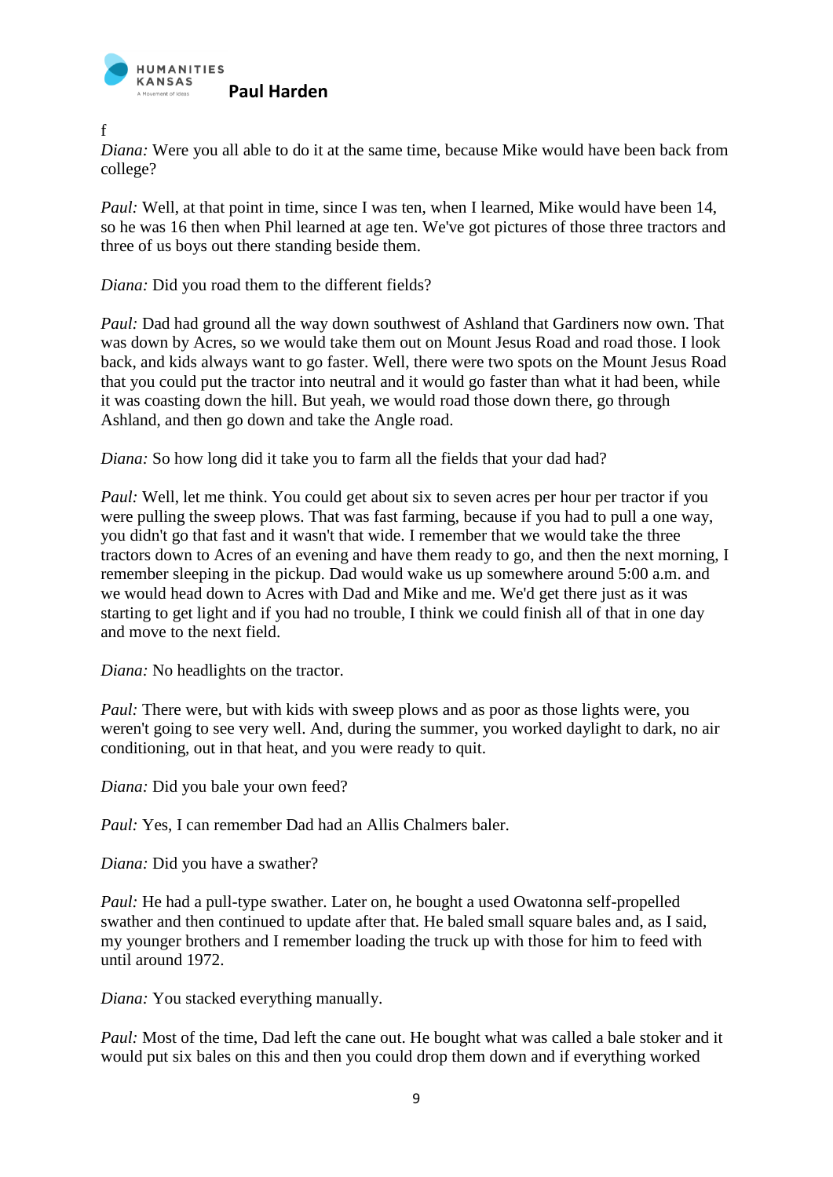f

*Diana:* Were you all able to do it at the same time, because Mike would have been back from college?

*Paul:* Well, at that point in time, since I was ten, when I learned, Mike would have been 14, so he was 16 then when Phil learned at age ten. We've got pictures of those three tractors and three of us boys out there standing beside them.

*Diana:* Did you road them to the different fields?

*Paul:* Dad had ground all the way down southwest of Ashland that Gardiners now own. That was down by Acres, so we would take them out on Mount Jesus Road and road those. I look back, and kids always want to go faster. Well, there were two spots on the Mount Jesus Road that you could put the tractor into neutral and it would go faster than what it had been, while it was coasting down the hill. But yeah, we would road those down there, go through Ashland, and then go down and take the Angle road.

*Diana:* So how long did it take you to farm all the fields that your dad had?

*Paul:* Well, let me think. You could get about six to seven acres per hour per tractor if you were pulling the sweep plows. That was fast farming, because if you had to pull a one way, you didn't go that fast and it wasn't that wide. I remember that we would take the three tractors down to Acres of an evening and have them ready to go, and then the next morning, I remember sleeping in the pickup. Dad would wake us up somewhere around 5:00 a.m. and we would head down to Acres with Dad and Mike and me. We'd get there just as it was starting to get light and if you had no trouble, I think we could finish all of that in one day and move to the next field.

*Diana:* No headlights on the tractor.

*Paul:* There were, but with kids with sweep plows and as poor as those lights were, you weren't going to see very well. And, during the summer, you worked daylight to dark, no air conditioning, out in that heat, and you were ready to quit.

*Diana:* Did you bale your own feed?

*Paul:* Yes, I can remember Dad had an Allis Chalmers baler.

*Diana:* Did you have a swather?

*Paul:* He had a pull-type swather. Later on, he bought a used Owatonna self-propelled swather and then continued to update after that. He baled small square bales and, as I said, my younger brothers and I remember loading the truck up with those for him to feed with until around 1972.

*Diana:* You stacked everything manually.

*Paul:* Most of the time, Dad left the cane out. He bought what was called a bale stoker and it would put six bales on this and then you could drop them down and if everything worked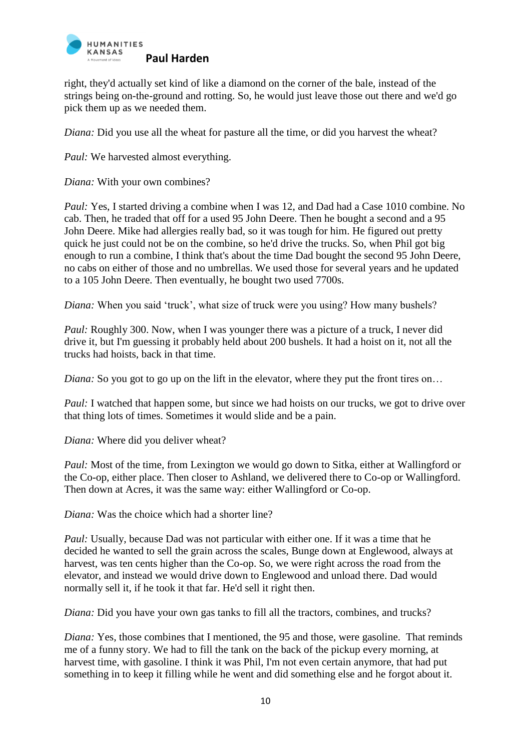right, they'd actually set kind of like a diamond on the corner of the bale, instead of the strings being on-the-ground and rotting. So, he would just leave those out there and we'd go pick them up as we needed them.

*Diana:* Did you use all the wheat for pasture all the time, or did you harvest the wheat?

*Paul:* We harvested almost everything.

*Diana:* With your own combines?

*Paul:* Yes, I started driving a combine when I was 12, and Dad had a Case 1010 combine. No cab. Then, he traded that off for a used 95 John Deere. Then he bought a second and a 95 John Deere. Mike had allergies really bad, so it was tough for him. He figured out pretty quick he just could not be on the combine, so he'd drive the trucks. So, when Phil got big enough to run a combine, I think that's about the time Dad bought the second 95 John Deere, no cabs on either of those and no umbrellas. We used those for several years and he updated to a 105 John Deere. Then eventually, he bought two used 7700s.

*Diana:* When you said 'truck', what size of truck were you using? How many bushels?

*Paul:* Roughly 300. Now, when I was younger there was a picture of a truck, I never did drive it, but I'm guessing it probably held about 200 bushels. It had a hoist on it, not all the trucks had hoists, back in that time.

*Diana:* So you got to go up on the lift in the elevator, where they put the front tires on…

*Paul:* I watched that happen some, but since we had hoists on our trucks, we got to drive over that thing lots of times. Sometimes it would slide and be a pain.

*Diana:* Where did you deliver wheat?

*Paul:* Most of the time, from Lexington we would go down to Sitka, either at Wallingford or the Co-op, either place. Then closer to Ashland, we delivered there to Co-op or Wallingford. Then down at Acres, it was the same way: either Wallingford or Co-op.

*Diana:* Was the choice which had a shorter line?

*Paul:* Usually, because Dad was not particular with either one. If it was a time that he decided he wanted to sell the grain across the scales, Bunge down at Englewood, always at harvest, was ten cents higher than the Co-op. So, we were right across the road from the elevator, and instead we would drive down to Englewood and unload there. Dad would normally sell it, if he took it that far. He'd sell it right then.

*Diana:* Did you have your own gas tanks to fill all the tractors, combines, and trucks?

*Diana:* Yes, those combines that I mentioned, the 95 and those, were gasoline. That reminds me of a funny story. We had to fill the tank on the back of the pickup every morning, at harvest time, with gasoline. I think it was Phil, I'm not even certain anymore, that had put something in to keep it filling while he went and did something else and he forgot about it.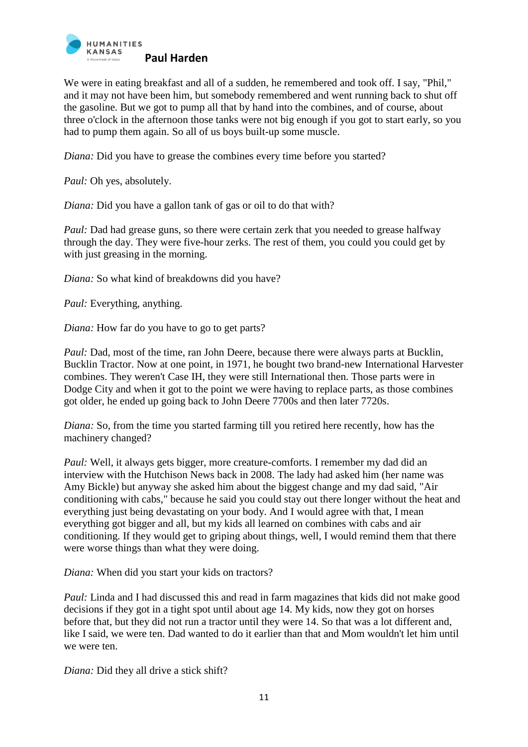We were in eating breakfast and all of a sudden, he remembered and took off. I say, "Phil," and it may not have been him, but somebody remembered and went running back to shut off the gasoline. But we got to pump all that by hand into the combines, and of course, about three o'clock in the afternoon those tanks were not big enough if you got to start early, so you had to pump them again. So all of us boys built-up some muscle.

*Diana:* Did you have to grease the combines every time before you started?

*Paul:* Oh yes, absolutely.

*Diana:* Did you have a gallon tank of gas or oil to do that with?

*Paul:* Dad had grease guns, so there were certain zerk that you needed to grease halfway through the day. They were five-hour zerks. The rest of them, you could you could get by with just greasing in the morning.

*Diana:* So what kind of breakdowns did you have?

*Paul:* Everything, anything.

*Diana:* How far do you have to go to get parts?

*Paul:* Dad, most of the time, ran John Deere, because there were always parts at Bucklin, Bucklin Tractor. Now at one point, in 1971, he bought two brand-new International Harvester combines. They weren't Case IH, they were still International then. Those parts were in Dodge City and when it got to the point we were having to replace parts, as those combines got older, he ended up going back to John Deere 7700s and then later 7720s.

*Diana:* So, from the time you started farming till you retired here recently, how has the machinery changed?

*Paul:* Well, it always gets bigger, more creature-comforts. I remember my dad did an interview with the Hutchison News back in 2008. The lady had asked him (her name was Amy Bickle) but anyway she asked him about the biggest change and my dad said, "Air conditioning with cabs," because he said you could stay out there longer without the heat and everything just being devastating on your body. And I would agree with that, I mean everything got bigger and all, but my kids all learned on combines with cabs and air conditioning. If they would get to griping about things, well, I would remind them that there were worse things than what they were doing.

*Diana:* When did you start your kids on tractors?

*Paul:* Linda and I had discussed this and read in farm magazines that kids did not make good decisions if they got in a tight spot until about age 14. My kids, now they got on horses before that, but they did not run a tractor until they were 14. So that was a lot different and, like I said, we were ten. Dad wanted to do it earlier than that and Mom wouldn't let him until we were ten.

*Diana:* Did they all drive a stick shift?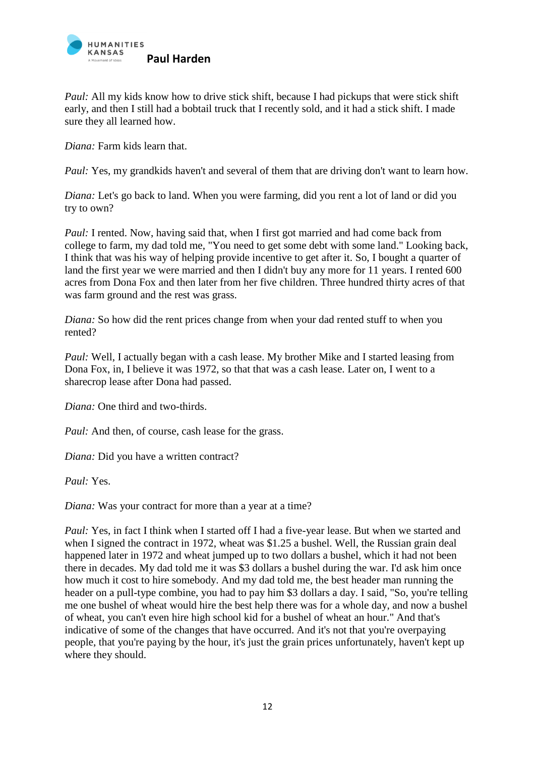*Paul:* All my kids know how to drive stick shift, because I had pickups that were stick shift early, and then I still had a bobtail truck that I recently sold, and it had a stick shift. I made sure they all learned how.

*Diana:* Farm kids learn that.

*Paul:* Yes, my grandkids haven't and several of them that are driving don't want to learn how.

*Diana:* Let's go back to land. When you were farming, did you rent a lot of land or did you try to own?

*Paul:* I rented. Now, having said that, when I first got married and had come back from college to farm, my dad told me, "You need to get some debt with some land." Looking back, I think that was his way of helping provide incentive to get after it. So, I bought a quarter of land the first year we were married and then I didn't buy any more for 11 years. I rented 600 acres from Dona Fox and then later from her five children. Three hundred thirty acres of that was farm ground and the rest was grass.

*Diana:* So how did the rent prices change from when your dad rented stuff to when you rented?

*Paul:* Well, I actually began with a cash lease. My brother Mike and I started leasing from Dona Fox, in, I believe it was 1972, so that that was a cash lease. Later on, I went to a sharecrop lease after Dona had passed.

*Diana:* One third and two-thirds.

*Paul:* And then, of course, cash lease for the grass.

*Diana:* Did you have a written contract?

*Paul:* Yes.

*Diana:* Was your contract for more than a year at a time?

*Paul:* Yes, in fact I think when I started off I had a five-year lease. But when we started and when I signed the contract in 1972, wheat was $1.25 a bushel. Well, the Russian grain deal happened later in 1972 and wheat jumped up to two dollars a bushel, which it had not been there in decades. My dad told me it was $3 dollars a bushel during the war. I'd ask him once how much it cost to hire somebody. And my dad told me, the best header man running the header on a pull-type combine, you had to pay him $3 dollars a day. I said, "So, you're telling me one bushel of wheat would hire the best help there was for a whole day, and now a bushel of wheat, you can't even hire high school kid for a bushel of wheat an hour." And that's indicative of some of the changes that have occurred. And it's not that you're overpaying people, that you're paying by the hour, it's just the grain prices unfortunately, haven't kept up where they should.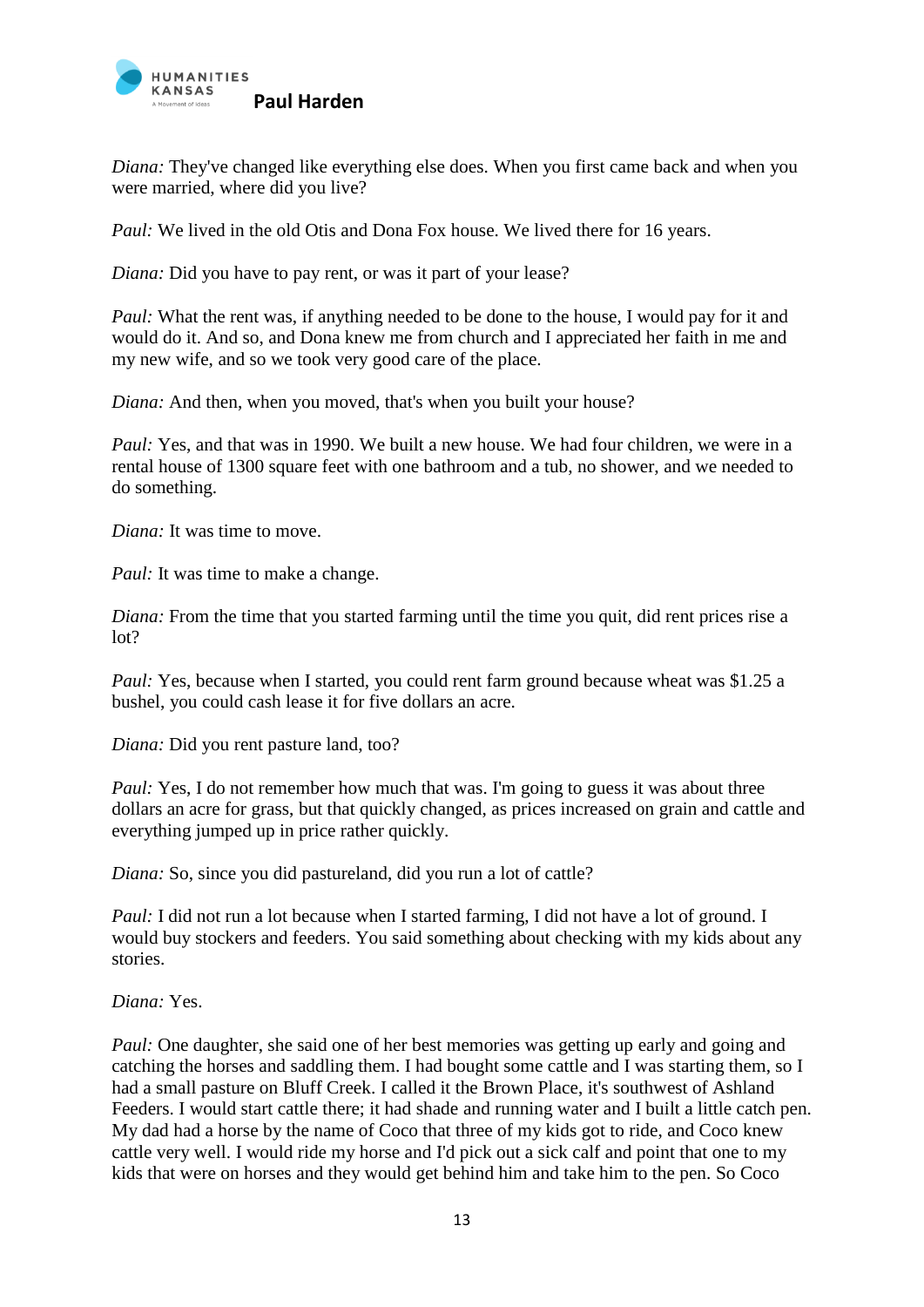*Diana:* They've changed like everything else does. When you first came back and when you were married, where did you live?

*Paul:* We lived in the old Otis and Dona Fox house. We lived there for 16 years.

*Diana:* Did you have to pay rent, or was it part of your lease?

*Paul:* What the rent was, if anything needed to be done to the house, I would pay for it and would do it. And so, and Dona knew me from church and I appreciated her faith in me and my new wife, and so we took very good care of the place.

*Diana:* And then, when you moved, that's when you built your house?

*Paul:* Yes, and that was in 1990. We built a new house. We had four children, we were in a rental house of 1300 square feet with one bathroom and a tub, no shower, and we needed to do something.

*Diana:* It was time to move.

*Paul:* It was time to make a change.

*Diana:* From the time that you started farming until the time you quit, did rent prices rise a lot?

*Paul:* Yes, because when I started, you could rent farm ground because wheat was $1.25 a bushel, you could cash lease it for five dollars an acre.

*Diana:* Did you rent pasture land, too?

*Paul:* Yes, I do not remember how much that was. I'm going to guess it was about three dollars an acre for grass, but that quickly changed, as prices increased on grain and cattle and everything jumped up in price rather quickly.

*Diana:* So, since you did pastureland, did you run a lot of cattle?

*Paul:* I did not run a lot because when I started farming, I did not have a lot of ground. I would buy stockers and feeders. You said something about checking with my kids about any stories.

*Diana:* Yes.

*Paul:* One daughter, she said one of her best memories was getting up early and going and catching the horses and saddling them. I had bought some cattle and I was starting them, so I had a small pasture on Bluff Creek. I called it the Brown Place, it's southwest of Ashland Feeders. I would start cattle there; it had shade and running water and I built a little catch pen. My dad had a horse by the name of Coco that three of my kids got to ride, and Coco knew cattle very well. I would ride my horse and I'd pick out a sick calf and point that one to my kids that were on horses and they would get behind him and take him to the pen. So Coco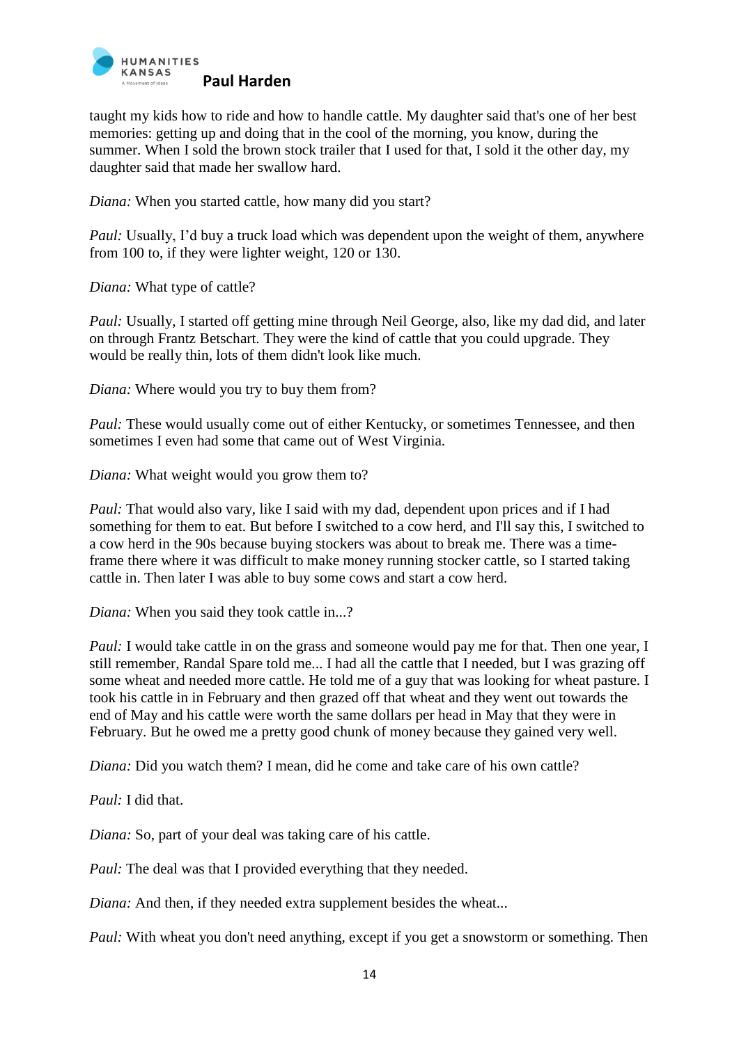taught my kids how to ride and how to handle cattle. My daughter said that's one of her best memories: getting up and doing that in the cool of the morning, you know, during the summer. When I sold the brown stock trailer that I used for that, I sold it the other day, my daughter said that made her swallow hard.

*Diana:* When you started cattle, how many did you start?

*Paul:* Usually, I'd buy a truck load which was dependent upon the weight of them, anywhere from 100 to, if they were lighter weight, 120 or 130.

*Diana:* What type of cattle?

*Paul:* Usually, I started off getting mine through Neil George, also, like my dad did, and later on through Frantz Betschart. They were the kind of cattle that you could upgrade. They would be really thin, lots of them didn't look like much.

*Diana:* Where would you try to buy them from?

*Paul:* These would usually come out of either Kentucky, or sometimes Tennessee, and then sometimes I even had some that came out of West Virginia.

*Diana:* What weight would you grow them to?

*Paul:* That would also vary, like I said with my dad, dependent upon prices and if I had something for them to eat. But before I switched to a cow herd, and I'll say this, I switched to a cow herd in the 90s because buying stockers was about to break me. There was a time-frame there where it was difficult to make money running stocker cattle, so I started taking cattle in. Then later I was able to buy some cows and start a cow herd.

*Diana:* When you said they took cattle in...?

*Paul:* I would take cattle in on the grass and someone would pay me for that. Then one year, I still remember, Randal Spare told me... I had all the cattle that I needed, but I was grazing off some wheat and needed more cattle. He told me of a guy that was looking for wheat pasture. I took his cattle in in February and then grazed off that wheat and they went out towards the end of May and his cattle were worth the same dollars per head in May that they were in February. But he owed me a pretty good chunk of money because they gained very well.

*Diana:* Did you watch them? I mean, did he come and take care of his own cattle?

*Paul:* I did that.

*Diana:* So, part of your deal was taking care of his cattle.

*Paul:* The deal was that I provided everything that they needed.

*Diana:* And then, if they needed extra supplement besides the wheat...

*Paul:* With wheat you don't need anything, except if you get a snowstorm or something. Then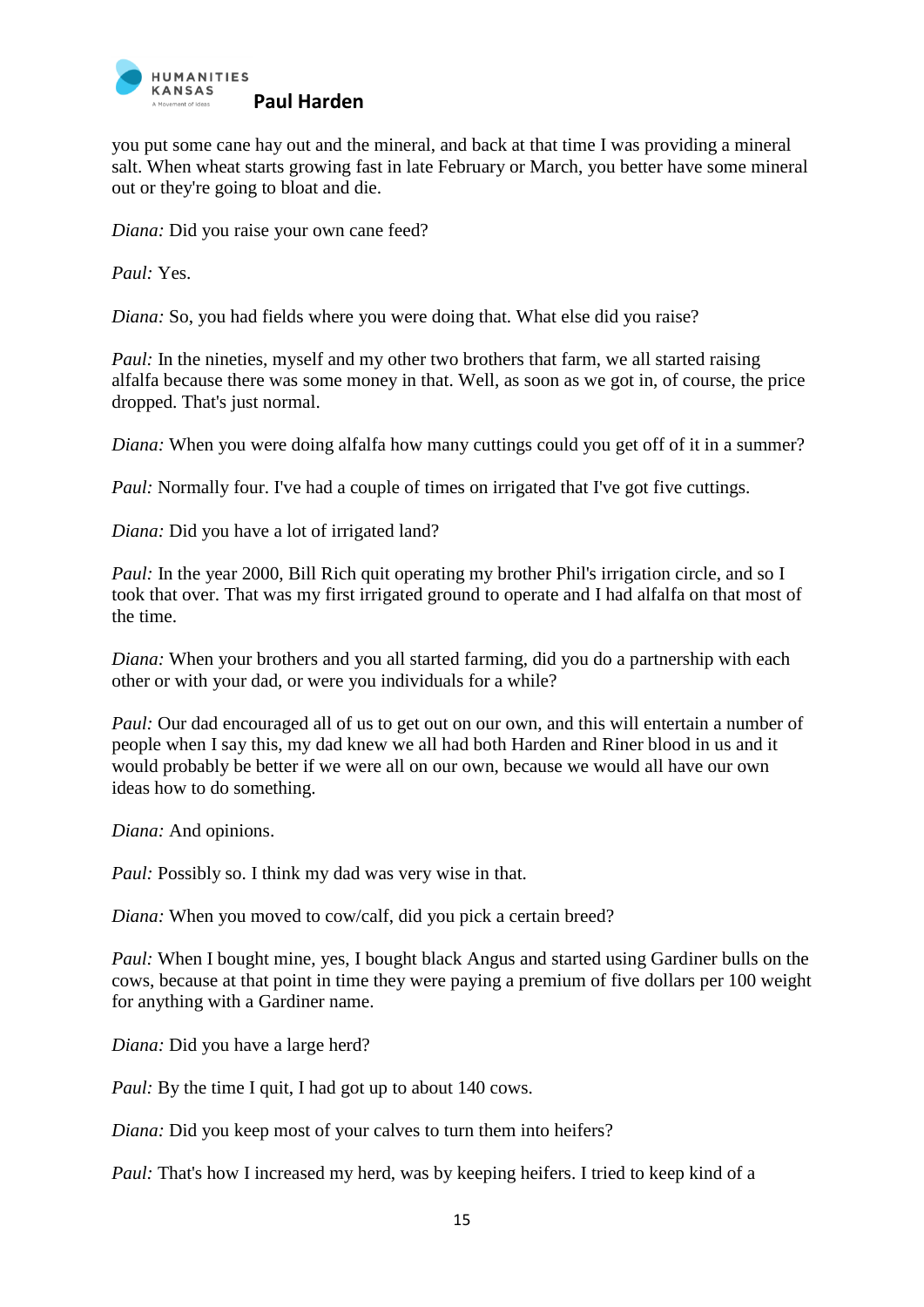you put some cane hay out and the mineral, and back at that time I was providing a mineral salt. When wheat starts growing fast in late February or March, you better have some mineral out or they're going to bloat and die.

*Diana:* Did you raise your own cane feed?

*Paul:* Yes.

*Diana:* So, you had fields where you were doing that. What else did you raise?

*Paul:* In the nineties, myself and my other two brothers that farm, we all started raising alfalfa because there was some money in that. Well, as soon as we got in, of course, the price dropped. That's just normal.

*Diana:* When you were doing alfalfa how many cuttings could you get off of it in a summer?

*Paul:* Normally four. I've had a couple of times on irrigated that I've got five cuttings.

*Diana:* Did you have a lot of irrigated land?

*Paul:* In the year 2000, Bill Rich quit operating my brother Phil's irrigation circle, and so I took that over. That was my first irrigated ground to operate and I had alfalfa on that most of the time.

*Diana:* When your brothers and you all started farming, did you do a partnership with each other or with your dad, or were you individuals for a while?

*Paul:* Our dad encouraged all of us to get out on our own, and this will entertain a number of people when I say this, my dad knew we all had both Harden and Riner blood in us and it would probably be better if we were all on our own, because we would all have our own ideas how to do something.

*Diana:* And opinions.

*Paul:* Possibly so. I think my dad was very wise in that.

*Diana:* When you moved to cow/calf, did you pick a certain breed?

*Paul:* When I bought mine, yes, I bought black Angus and started using Gardiner bulls on the cows, because at that point in time they were paying a premium of five dollars per 100 weight for anything with a Gardiner name.

*Diana:* Did you have a large herd?

*Paul:* By the time I quit, I had got up to about 140 cows.

*Diana:* Did you keep most of your calves to turn them into heifers?

*Paul:* That's how I increased my herd, was by keeping heifers. I tried to keep kind of a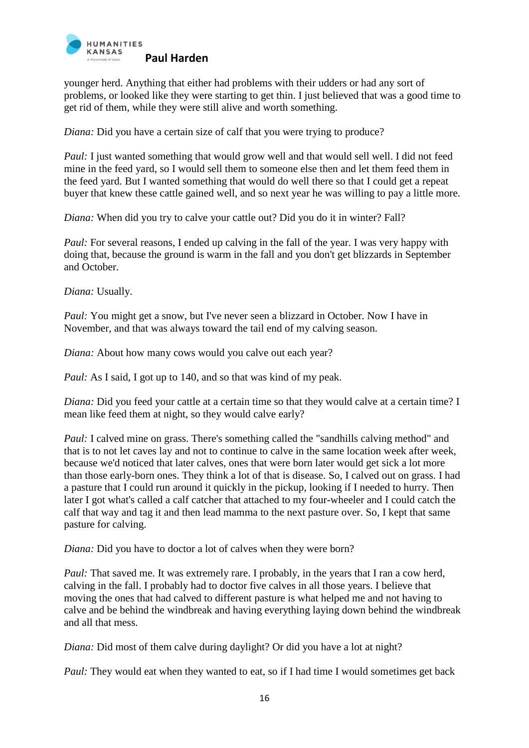younger herd. Anything that either had problems with their udders or had any sort of problems, or looked like they were starting to get thin. I just believed that was a good time to get rid of them, while they were still alive and worth something.

*Diana:* Did you have a certain size of calf that you were trying to produce?

*Paul:* I just wanted something that would grow well and that would sell well. I did not feed mine in the feed yard, so I would sell them to someone else then and let them feed them in the feed yard. But I wanted something that would do well there so that I could get a repeat buyer that knew these cattle gained well, and so next year he was willing to pay a little more.

*Diana:* When did you try to calve your cattle out? Did you do it in winter? Fall?

*Paul:* For several reasons, I ended up calving in the fall of the year. I was very happy with doing that, because the ground is warm in the fall and you don't get blizzards in September and October.

*Diana:* Usually.

*Paul:* You might get a snow, but I've never seen a blizzard in October. Now I have in November, and that was always toward the tail end of my calving season.

*Diana:* About how many cows would you calve out each year?

*Paul:* As I said, I got up to 140, and so that was kind of my peak.

*Diana:* Did you feed your cattle at a certain time so that they would calve at a certain time? I mean like feed them at night, so they would calve early?

*Paul:* I calved mine on grass. There's something called the "sandhills calving method" and that is to not let caves lay and not to continue to calve in the same location week after week, because we'd noticed that later calves, ones that were born later would get sick a lot more than those early-born ones. They think a lot of that is disease. So, I calved out on grass. I had a pasture that I could run around it quickly in the pickup, looking if I needed to hurry. Then later I got what's called a calf catcher that attached to my four-wheeler and I could catch the calf that way and tag it and then lead mamma to the next pasture over. So, I kept that same pasture for calving.

*Diana:* Did you have to doctor a lot of calves when they were born?

*Paul:* That saved me. It was extremely rare. I probably, in the years that I ran a cow herd, calving in the fall. I probably had to doctor five calves in all those years. I believe that moving the ones that had calved to different pasture is what helped me and not having to calve and be behind the windbreak and having everything laying down behind the windbreak and all that mess.

*Diana:* Did most of them calve during daylight? Or did you have a lot at night?

*Paul:* They would eat when they wanted to eat, so if I had time I would sometimes get back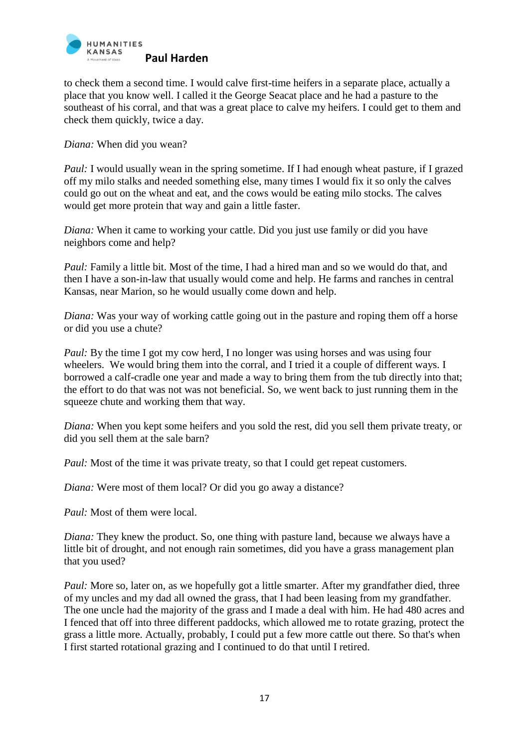to check them a second time. I would calve first-time heifers in a separate place, actually a place that you know well. I called it the George Seacat place and he had a pasture to the southeast of his corral, and that was a great place to calve my heifers. I could get to them and check them quickly, twice a day.

*Diana:* When did you wean?

*Paul:* I would usually wean in the spring sometime. If I had enough wheat pasture, if I grazed off my milo stalks and needed something else, many times I would fix it so only the calves could go out on the wheat and eat, and the cows would be eating milo stocks. The calves would get more protein that way and gain a little faster.

*Diana:* When it came to working your cattle. Did you just use family or did you have neighbors come and help?

*Paul:* Family a little bit. Most of the time, I had a hired man and so we would do that, and then I have a son-in-law that usually would come and help. He farms and ranches in central Kansas, near Marion, so he would usually come down and help.

*Diana:* Was your way of working cattle going out in the pasture and roping them off a horse or did you use a chute?

*Paul:* By the time I got my cow herd, I no longer was using horses and was using four wheelers. We would bring them into the corral, and I tried it a couple of different ways. I borrowed a calf-cradle one year and made a way to bring them from the tub directly into that; the effort to do that was not was not beneficial. So, we went back to just running them in the squeeze chute and working them that way.

*Diana:* When you kept some heifers and you sold the rest, did you sell them private treaty, or did you sell them at the sale barn?

*Paul:* Most of the time it was private treaty, so that I could get repeat customers.

*Diana:* Were most of them local? Or did you go away a distance?

*Paul:* Most of them were local.

*Diana:* They knew the product. So, one thing with pasture land, because we always have a little bit of drought, and not enough rain sometimes, did you have a grass management plan that you used?

*Paul:* More so, later on, as we hopefully got a little smarter. After my grandfather died, three of my uncles and my dad all owned the grass, that I had been leasing from my grandfather. The one uncle had the majority of the grass and I made a deal with him. He had 480 acres and I fenced that off into three different paddocks, which allowed me to rotate grazing, protect the grass a little more. Actually, probably, I could put a few more cattle out there. So that's when I first started rotational grazing and I continued to do that until I retired.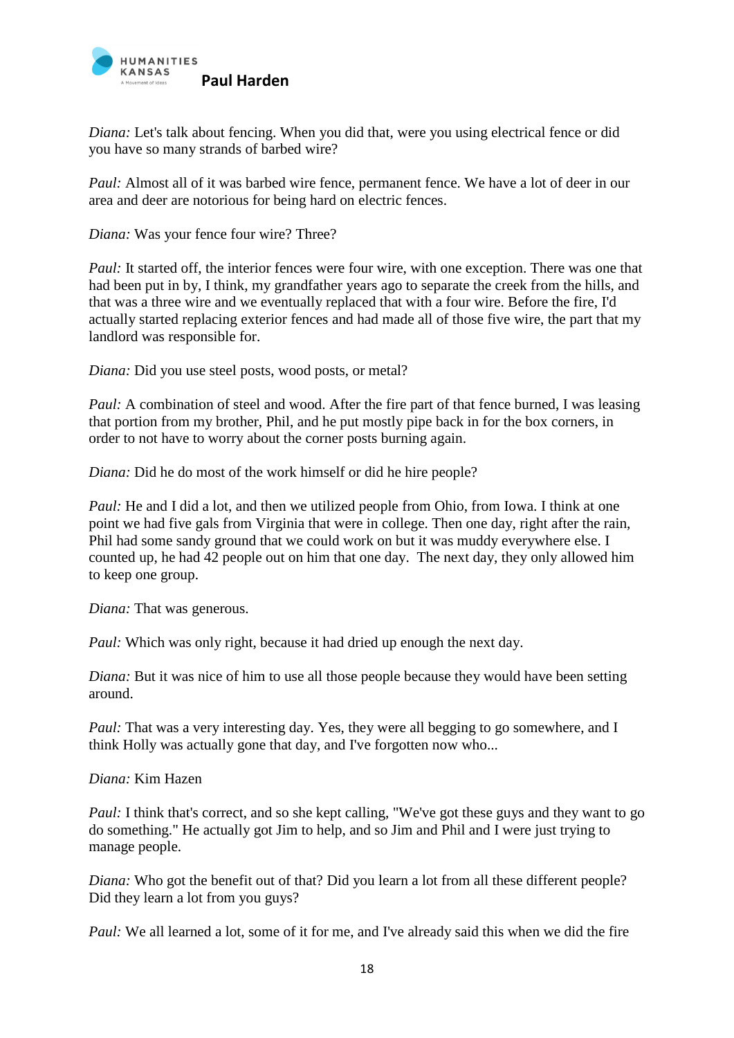*Diana:* Let's talk about fencing. When you did that, were you using electrical fence or did you have so many strands of barbed wire?

*Paul:* Almost all of it was barbed wire fence, permanent fence. We have a lot of deer in our area and deer are notorious for being hard on electric fences.

*Diana:* Was your fence four wire? Three?

*Paul:* It started off, the interior fences were four wire, with one exception. There was one that had been put in by, I think, my grandfather years ago to separate the creek from the hills, and that was a three wire and we eventually replaced that with a four wire. Before the fire, I'd actually started replacing exterior fences and had made all of those five wire, the part that my landlord was responsible for.

*Diana:* Did you use steel posts, wood posts, or metal?

*Paul:* A combination of steel and wood. After the fire part of that fence burned, I was leasing that portion from my brother, Phil, and he put mostly pipe back in for the box corners, in order to not have to worry about the corner posts burning again.

*Diana:* Did he do most of the work himself or did he hire people?

*Paul:* He and I did a lot, and then we utilized people from Ohio, from Iowa. I think at one point we had five gals from Virginia that were in college. Then one day, right after the rain, Phil had some sandy ground that we could work on but it was muddy everywhere else. I counted up, he had 42 people out on him that one day. The next day, they only allowed him to keep one group.

*Diana:* That was generous.

*Paul:* Which was only right, because it had dried up enough the next day.

*Diana:* But it was nice of him to use all those people because they would have been setting around.

*Paul:* That was a very interesting day. Yes, they were all begging to go somewhere, and I think Holly was actually gone that day, and I've forgotten now who...

*Diana:* Kim Hazen

*Paul:* I think that's correct, and so she kept calling, "We've got these guys and they want to go do something." He actually got Jim to help, and so Jim and Phil and I were just trying to manage people.

*Diana:* Who got the benefit out of that? Did you learn a lot from all these different people? Did they learn a lot from you guys?

*Paul:* We all learned a lot, some of it for me, and I've already said this when we did the fire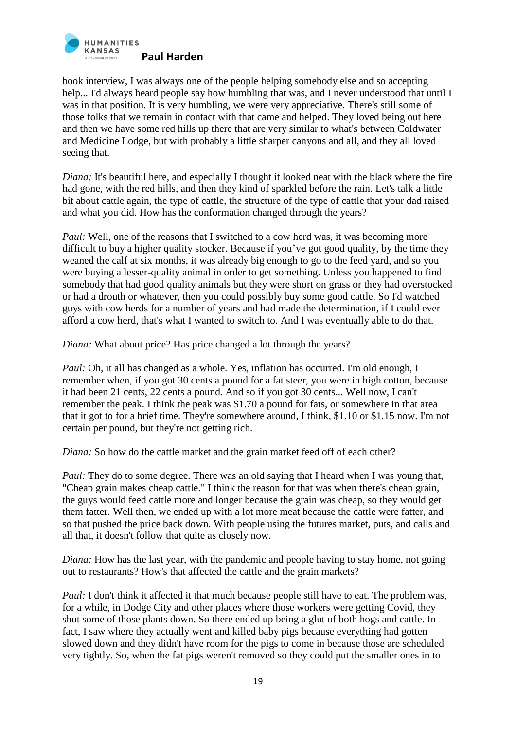book interview, I was always one of the people helping somebody else and so accepting help... I'd always heard people say how humbling that was, and I never understood that until I was in that position. It is very humbling, we were very appreciative. There's still some of those folks that we remain in contact with that came and helped. They loved being out here and then we have some red hills up there that are very similar to what's between Coldwater and Medicine Lodge, but with probably a little sharper canyons and all, and they all loved seeing that.

*Diana:* It's beautiful here, and especially I thought it looked neat with the black where the fire had gone, with the red hills, and then they kind of sparkled before the rain. Let's talk a little bit about cattle again, the type of cattle, the structure of the type of cattle that your dad raised and what you did. How has the conformation changed through the years?

*Paul:* Well, one of the reasons that I switched to a cow herd was, it was becoming more difficult to buy a higher quality stocker. Because if you've got good quality, by the time they weaned the calf at six months, it was already big enough to go to the feed yard, and so you were buying a lesser-quality animal in order to get something. Unless you happened to find somebody that had good quality animals but they were short on grass or they had overstocked or had a drouth or whatever, then you could possibly buy some good cattle. So I'd watched guys with cow herds for a number of years and had made the determination, if I could ever afford a cow herd, that's what I wanted to switch to. And I was eventually able to do that.

*Diana:* What about price? Has price changed a lot through the years?

*Paul:* Oh, it all has changed as a whole. Yes, inflation has occurred. I'm old enough, I remember when, if you got 30 cents a pound for a fat steer, you were in high cotton, because it had been 21 cents, 22 cents a pound. And so if you got 30 cents... Well now, I can't remember the peak. I think the peak was $1.70 a pound for fats, or somewhere in that area that it got to for a brief time. They're somewhere around, I think, $1.10 or $1.15 now. I'm not certain per pound, but they're not getting rich.

*Diana:* So how do the cattle market and the grain market feed off of each other?

*Paul:* They do to some degree. There was an old saying that I heard when I was young that, "Cheap grain makes cheap cattle." I think the reason for that was when there's cheap grain, the guys would feed cattle more and longer because the grain was cheap, so they would get them fatter. Well then, we ended up with a lot more meat because the cattle were fatter, and so that pushed the price back down. With people using the futures market, puts, and calls and all that, it doesn't follow that quite as closely now.

*Diana:* How has the last year, with the pandemic and people having to stay home, not going out to restaurants? How's that affected the cattle and the grain markets?

*Paul:* I don't think it affected it that much because people still have to eat. The problem was, for a while, in Dodge City and other places where those workers were getting Covid, they shut some of those plants down. So there ended up being a glut of both hogs and cattle. In fact, I saw where they actually went and killed baby pigs because everything had gotten slowed down and they didn't have room for the pigs to come in because those are scheduled very tightly. So, when the fat pigs weren't removed so they could put the smaller ones in to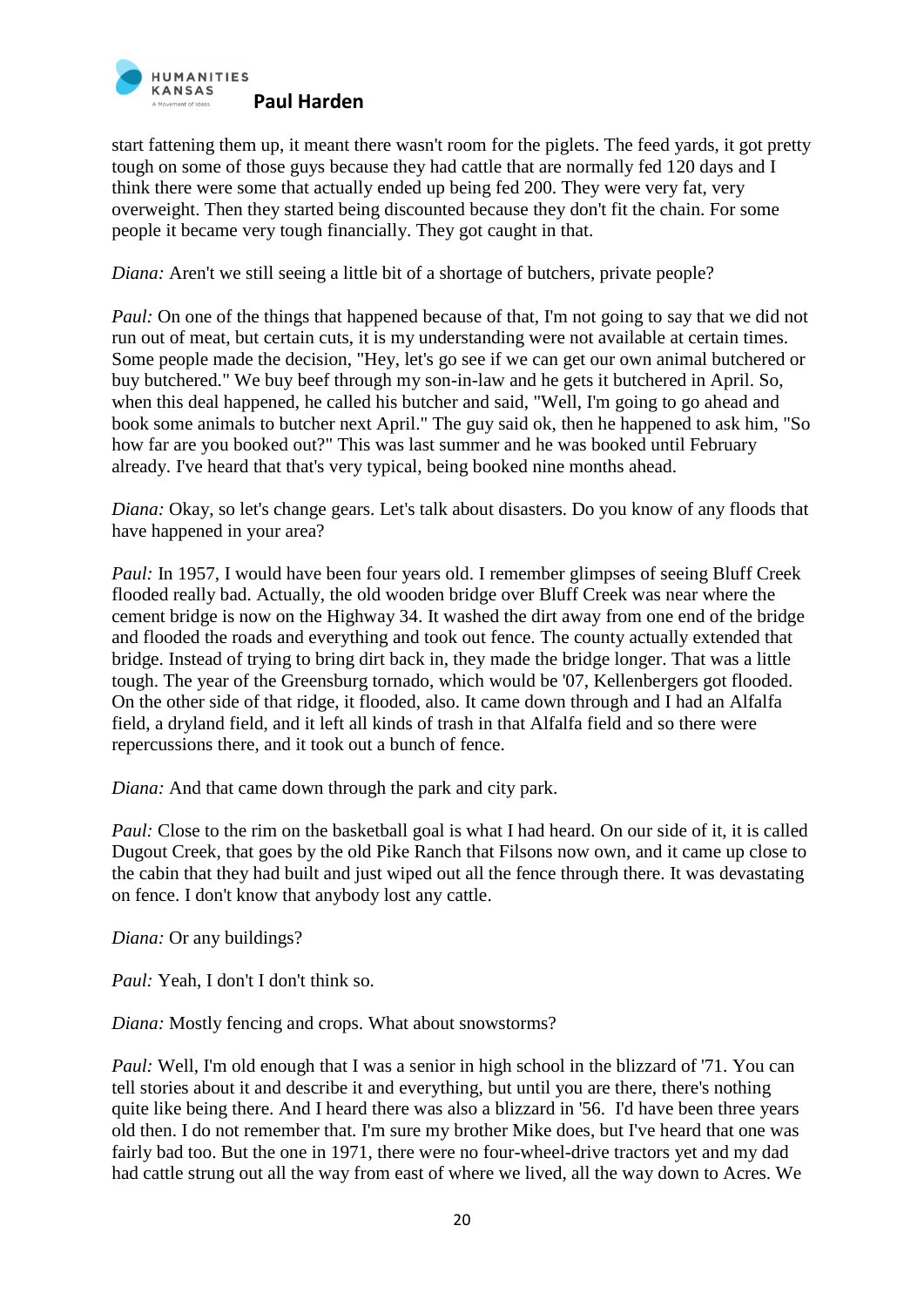start fattening them up, it meant there wasn't room for the piglets. The feed yards, it got pretty tough on some of those guys because they had cattle that are normally fed 120 days and I think there were some that actually ended up being fed 200. They were very fat, very overweight. Then they started being discounted because they don't fit the chain. For some people it became very tough financially. They got caught in that.

*Diana:* Aren't we still seeing a little bit of a shortage of butchers, private people?

*Paul:* On one of the things that happened because of that, I'm not going to say that we did not run out of meat, but certain cuts, it is my understanding were not available at certain times. Some people made the decision, "Hey, let's go see if we can get our own animal butchered or buy butchered." We buy beef through my son-in-law and he gets it butchered in April. So, when this deal happened, he called his butcher and said, "Well, I'm going to go ahead and book some animals to butcher next April." The guy said ok, then he happened to ask him, "So how far are you booked out?" This was last summer and he was booked until February already. I've heard that that's very typical, being booked nine months ahead.

*Diana:* Okay, so let's change gears. Let's talk about disasters. Do you know of any floods that have happened in your area?

*Paul:* In 1957, I would have been four years old. I remember glimpses of seeing Bluff Creek flooded really bad. Actually, the old wooden bridge over Bluff Creek was near where the cement bridge is now on the Highway 34. It washed the dirt away from one end of the bridge and flooded the roads and everything and took out fence. The county actually extended that bridge. Instead of trying to bring dirt back in, they made the bridge longer. That was a little tough. The year of the Greensburg tornado, which would be '07, Kellenbergers got flooded. On the other side of that ridge, it flooded, also. It came down through and I had an Alfalfa field, a dryland field, and it left all kinds of trash in that Alfalfa field and so there were repercussions there, and it took out a bunch of fence.

*Diana:* And that came down through the park and city park.

*Paul:* Close to the rim on the basketball goal is what I had heard. On our side of it, it is called Dugout Creek, that goes by the old Pike Ranch that Filsons now own, and it came up close to the cabin that they had built and just wiped out all the fence through there. It was devastating on fence. I don't know that anybody lost any cattle.

*Diana:* Or any buildings?

*Paul:* Yeah, I don't I don't think so.

*Diana:* Mostly fencing and crops. What about snowstorms?

*Paul:* Well, I'm old enough that I was a senior in high school in the blizzard of '71. You can tell stories about it and describe it and everything, but until you are there, there's nothing quite like being there. And I heard there was also a blizzard in '56. I'd have been three years old then. I do not remember that. I'm sure my brother Mike does, but I've heard that one was fairly bad too. But the one in 1971, there were no four-wheel-drive tractors yet and my dad had cattle strung out all the way from east of where we lived, all the way down to Acres. We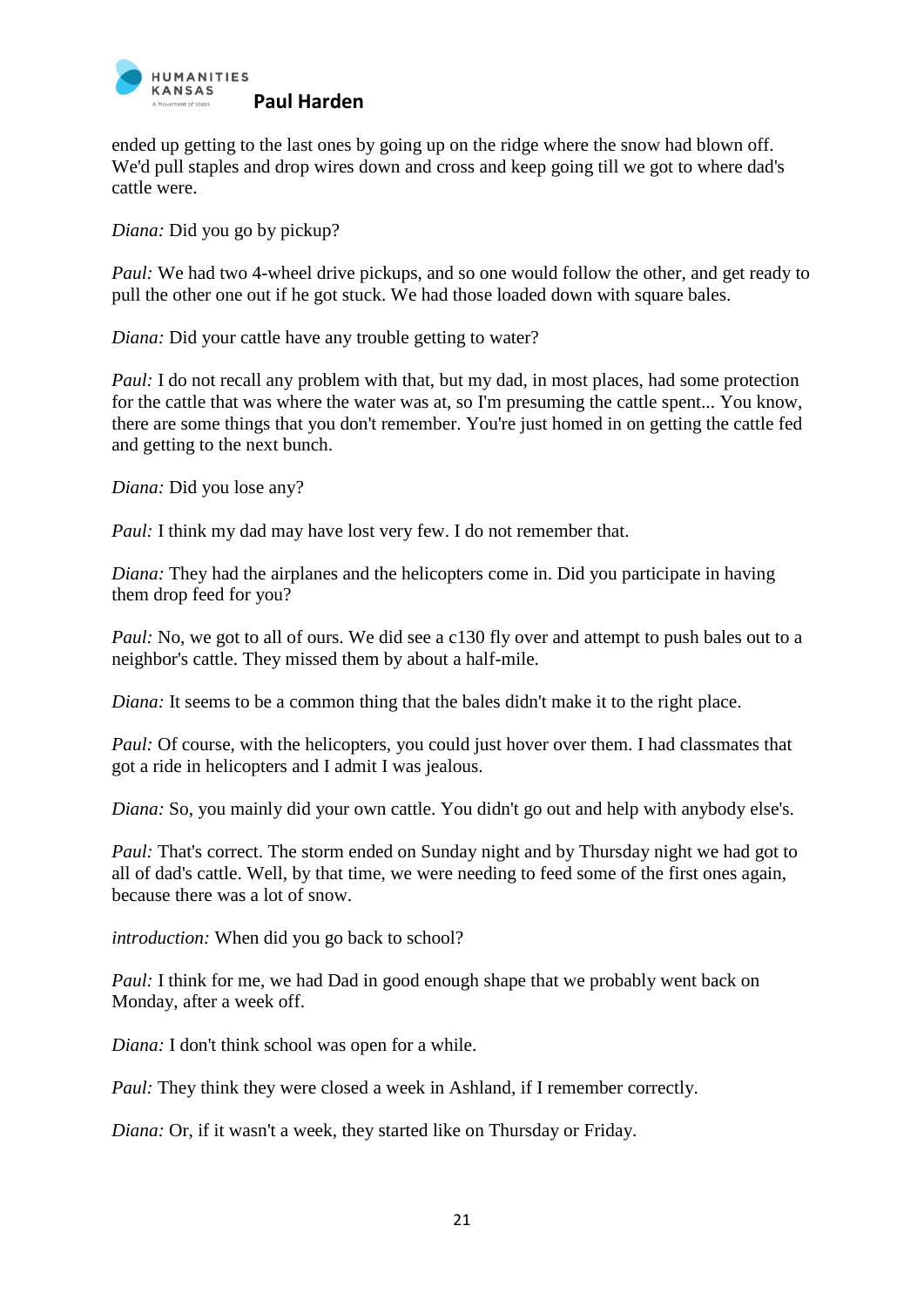ended up getting to the last ones by going up on the ridge where the snow had blown off. We'd pull staples and drop wires down and cross and keep going till we got to where dad's cattle were.

*Diana:* Did you go by pickup?

*Paul:* We had two 4-wheel drive pickups, and so one would follow the other, and get ready to pull the other one out if he got stuck. We had those loaded down with square bales.

*Diana:* Did your cattle have any trouble getting to water?

*Paul:* I do not recall any problem with that, but my dad, in most places, had some protection for the cattle that was where the water was at, so I'm presuming the cattle spent... You know, there are some things that you don't remember. You're just homed in on getting the cattle fed and getting to the next bunch.

*Diana:* Did you lose any?

*Paul:* I think my dad may have lost very few. I do not remember that.

*Diana:* They had the airplanes and the helicopters come in. Did you participate in having them drop feed for you?

*Paul:* No, we got to all of ours. We did see a c130 fly over and attempt to push bales out to a neighbor's cattle. They missed them by about a half-mile.

*Diana:* It seems to be a common thing that the bales didn't make it to the right place.

*Paul:* Of course, with the helicopters, you could just hover over them. I had classmates that got a ride in helicopters and I admit I was jealous.

*Diana:* So, you mainly did your own cattle. You didn't go out and help with anybody else's.

*Paul:* That's correct. The storm ended on Sunday night and by Thursday night we had got to all of dad's cattle. Well, by that time, we were needing to feed some of the first ones again, because there was a lot of snow.

*introduction:* When did you go back to school?

*Paul:* I think for me, we had Dad in good enough shape that we probably went back on Monday, after a week off.

*Diana:* I don't think school was open for a while.

*Paul:* They think they were closed a week in Ashland, if I remember correctly.

*Diana:* Or, if it wasn't a week, they started like on Thursday or Friday.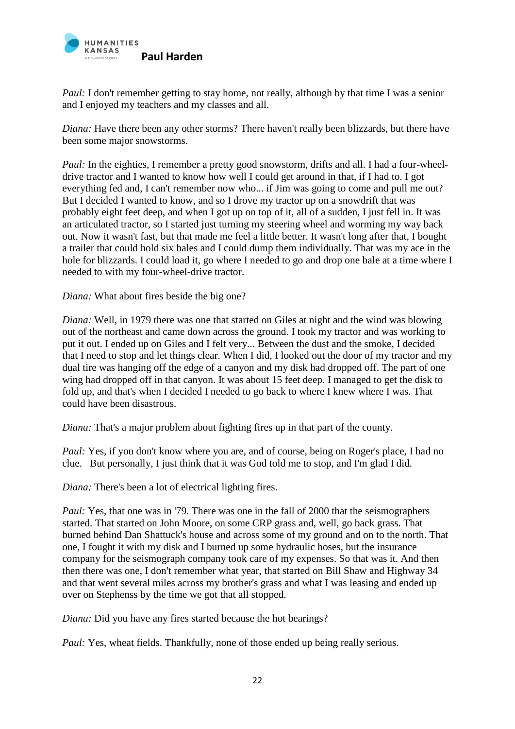*Paul:* I don't remember getting to stay home, not really, although by that time I was a senior and I enjoyed my teachers and my classes and all.

*Diana:* Have there been any other storms? There haven't really been blizzards, but there have been some major snowstorms.

*Paul:* In the eighties, I remember a pretty good snowstorm, drifts and all. I had a four-wheel-drive tractor and I wanted to know how well I could get around in that, if I had to. I got everything fed and, I can't remember now who... if Jim was going to come and pull me out? But I decided I wanted to know, and so I drove my tractor up on a snowdrift that was probably eight feet deep, and when I got up on top of it, all of a sudden, I just fell in. It was an articulated tractor, so I started just turning my steering wheel and worming my way back out. Now it wasn't fast, but that made me feel a little better. It wasn't long after that, I bought a trailer that could hold six bales and I could dump them individually. That was my ace in the hole for blizzards. I could load it, go where I needed to go and drop one bale at a time where I needed to with my four-wheel-drive tractor.

*Diana:* What about fires beside the big one?

*Diana:* Well, in 1979 there was one that started on Giles at night and the wind was blowing out of the northeast and came down across the ground. I took my tractor and was working to put it out. I ended up on Giles and I felt very... Between the dust and the smoke, I decided that I need to stop and let things clear. When I did, I looked out the door of my tractor and my dual tire was hanging off the edge of a canyon and my disk had dropped off. The part of one wing had dropped off in that canyon. It was about 15 feet deep. I managed to get the disk to fold up, and that's when I decided I needed to go back to where I knew where I was. That could have been disastrous.

*Diana:* That's a major problem about fighting fires up in that part of the county.

*Paul:* Yes, if you don't know where you are, and of course, being on Roger's place, I had no clue. But personally, I just think that it was God told me to stop, and I'm glad I did.

*Diana:* There's been a lot of electrical lighting fires.

*Paul:* Yes, that one was in '79. There was one in the fall of 2000 that the seismographers started. That started on John Moore, on some CRP grass and, well, go back grass. That burned behind Dan Shattuck's house and across some of my ground and on to the north. That one, I fought it with my disk and I burned up some hydraulic hoses, but the insurance company for the seismograph company took care of my expenses. So that was it. And then then there was one, I don't remember what year, that started on Bill Shaw and Highway 34 and that went several miles across my brother's grass and what I was leasing and ended up over on Stephenss by the time we got that all stopped.

*Diana:* Did you have any fires started because the hot bearings?

*Paul:* Yes, wheat fields. Thankfully, none of those ended up being really serious.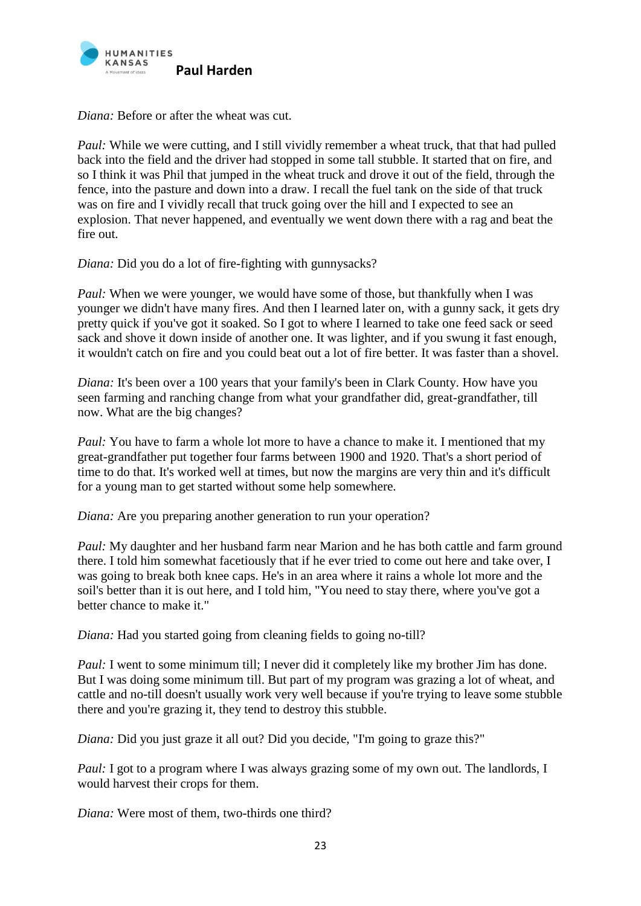*Diana:* Before or after the wheat was cut.

*Paul:* While we were cutting, and I still vividly remember a wheat truck, that that had pulled back into the field and the driver had stopped in some tall stubble. It started that on fire, and so I think it was Phil that jumped in the wheat truck and drove it out of the field, through the fence, into the pasture and down into a draw. I recall the fuel tank on the side of that truck was on fire and I vividly recall that truck going over the hill and I expected to see an explosion. That never happened, and eventually we went down there with a rag and beat the fire out.

*Diana:* Did you do a lot of fire-fighting with gunnysacks?

*Paul:* When we were younger, we would have some of those, but thankfully when I was younger we didn't have many fires. And then I learned later on, with a gunny sack, it gets dry pretty quick if you've got it soaked. So I got to where I learned to take one feed sack or seed sack and shove it down inside of another one. It was lighter, and if you swung it fast enough, it wouldn't catch on fire and you could beat out a lot of fire better. It was faster than a shovel.

*Diana:* It's been over a 100 years that your family's been in Clark County. How have you seen farming and ranching change from what your grandfather did, great-grandfather, till now. What are the big changes?

*Paul:* You have to farm a whole lot more to have a chance to make it. I mentioned that my great-grandfather put together four farms between 1900 and 1920. That's a short period of time to do that. It's worked well at times, but now the margins are very thin and it's difficult for a young man to get started without some help somewhere.

*Diana:* Are you preparing another generation to run your operation?

*Paul:* My daughter and her husband farm near Marion and he has both cattle and farm ground there. I told him somewhat facetiously that if he ever tried to come out here and take over, I was going to break both knee caps. He's in an area where it rains a whole lot more and the soil's better than it is out here, and I told him, "You need to stay there, where you've got a better chance to make it."

*Diana:* Had you started going from cleaning fields to going no-till?

*Paul:* I went to some minimum till; I never did it completely like my brother Jim has done. But I was doing some minimum till. But part of my program was grazing a lot of wheat, and cattle and no-till doesn't usually work very well because if you're trying to leave some stubble there and you're grazing it, they tend to destroy this stubble.

*Diana:* Did you just graze it all out? Did you decide, "I'm going to graze this?"

*Paul:* I got to a program where I was always grazing some of my own out. The landlords, I would harvest their crops for them.

*Diana:* Were most of them, two-thirds one third?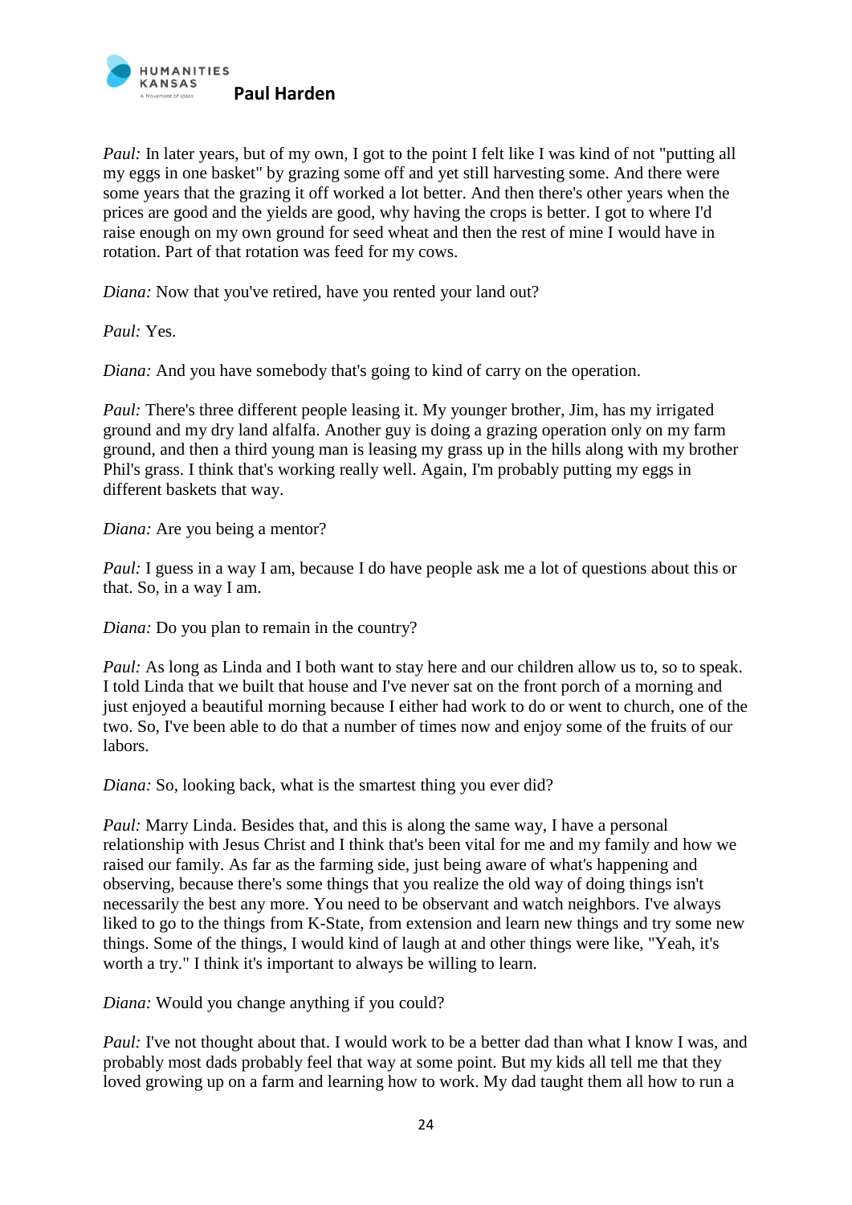*Paul:* In later years, but of my own, I got to the point I felt like I was kind of not "putting all my eggs in one basket" by grazing some off and yet still harvesting some. And there were some years that the grazing it off worked a lot better. And then there's other years when the prices are good and the yields are good, why having the crops is better. I got to where I'd raise enough on my own ground for seed wheat and then the rest of mine I would have in rotation. Part of that rotation was feed for my cows.

*Diana:* Now that you've retired, have you rented your land out?

*Paul:* Yes.

*Diana:* And you have somebody that's going to kind of carry on the operation.

*Paul:* There's three different people leasing it. My younger brother, Jim, has my irrigated ground and my dry land alfalfa. Another guy is doing a grazing operation only on my farm ground, and then a third young man is leasing my grass up in the hills along with my brother Phil's grass. I think that's working really well. Again, I'm probably putting my eggs in different baskets that way.

*Diana:* Are you being a mentor?

*Paul:* I guess in a way I am, because I do have people ask me a lot of questions about this or that. So, in a way I am.

*Diana:* Do you plan to remain in the country?

*Paul:* As long as Linda and I both want to stay here and our children allow us to, so to speak. I told Linda that we built that house and I've never sat on the front porch of a morning and just enjoyed a beautiful morning because I either had work to do or went to church, one of the two. So, I've been able to do that a number of times now and enjoy some of the fruits of our labors.

*Diana:* So, looking back, what is the smartest thing you ever did?

*Paul:* Marry Linda. Besides that, and this is along the same way, I have a personal relationship with Jesus Christ and I think that's been vital for me and my family and how we raised our family. As far as the farming side, just being aware of what's happening and observing, because there's some things that you realize the old way of doing things isn't necessarily the best any more. You need to be observant and watch neighbors. I've always liked to go to the things from K-State, from extension and learn new things and try some new things. Some of the things, I would kind of laugh at and other things were like, "Yeah, it's worth a try." I think it's important to always be willing to learn.

*Diana:* Would you change anything if you could?

*Paul:* I've not thought about that. I would work to be a better dad than what I know I was, and probably most dads probably feel that way at some point. But my kids all tell me that they loved growing up on a farm and learning how to work. My dad taught them all how to run a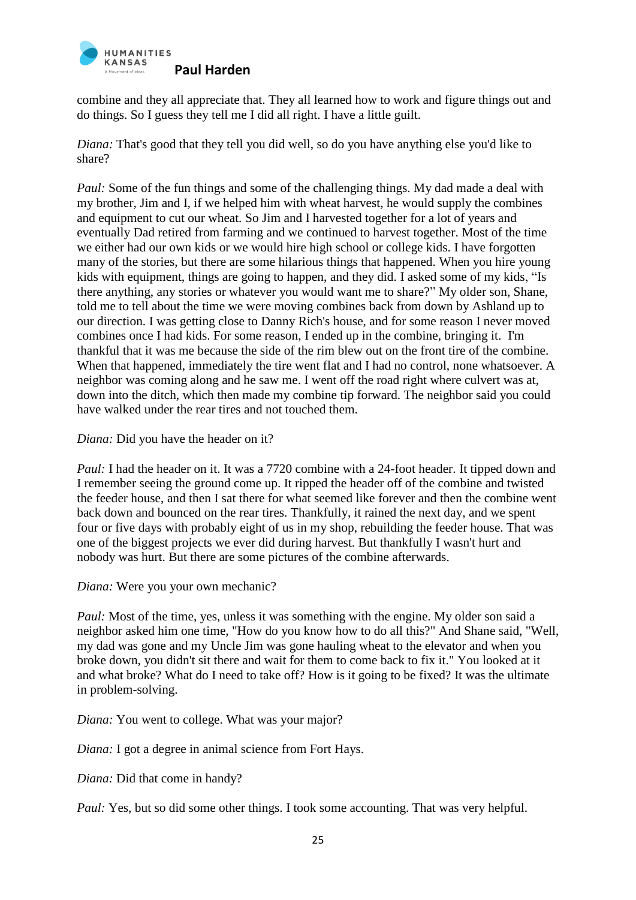combine and they all appreciate that. They all learned how to work and figure things out and do things. So I guess they tell me I did all right. I have a little guilt.

*Diana:* That's good that they tell you did well, so do you have anything else you'd like to share?

*Paul:* Some of the fun things and some of the challenging things. My dad made a deal with my brother, Jim and I, if we helped him with wheat harvest, he would supply the combines and equipment to cut our wheat. So Jim and I harvested together for a lot of years and eventually Dad retired from farming and we continued to harvest together. Most of the time we either had our own kids or we would hire high school or college kids. I have forgotten many of the stories, but there are some hilarious things that happened. When you hire young kids with equipment, things are going to happen, and they did. I asked some of my kids, "Is there anything, any stories or whatever you would want me to share?" My older son, Shane, told me to tell about the time we were moving combines back from down by Ashland up to our direction. I was getting close to Danny Rich's house, and for some reason I never moved combines once I had kids. For some reason, I ended up in the combine, bringing it. I'm thankful that it was me because the side of the rim blew out on the front tire of the combine. When that happened, immediately the tire went flat and I had no control, none whatsoever. A neighbor was coming along and he saw me. I went off the road right where culvert was at, down into the ditch, which then made my combine tip forward. The neighbor said you could have walked under the rear tires and not touched them.

*Diana:* Did you have the header on it?

*Paul:* I had the header on it. It was a 7720 combine with a 24-foot header. It tipped down and I remember seeing the ground come up. It ripped the header off of the combine and twisted the feeder house, and then I sat there for what seemed like forever and then the combine went back down and bounced on the rear tires. Thankfully, it rained the next day, and we spent four or five days with probably eight of us in my shop, rebuilding the feeder house. That was one of the biggest projects we ever did during harvest. But thankfully I wasn't hurt and nobody was hurt. But there are some pictures of the combine afterwards.

*Diana:* Were you your own mechanic?

*Paul:* Most of the time, yes, unless it was something with the engine. My older son said a neighbor asked him one time, "How do you know how to do all this?" And Shane said, "Well, my dad was gone and my Uncle Jim was gone hauling wheat to the elevator and when you broke down, you didn't sit there and wait for them to come back to fix it." You looked at it and what broke? What do I need to take off? How is it going to be fixed? It was the ultimate in problem-solving.

*Diana:* You went to college. What was your major?

*Diana:* I got a degree in animal science from Fort Hays.

*Diana:* Did that come in handy?

*Paul:* Yes, but so did some other things. I took some accounting. That was very helpful.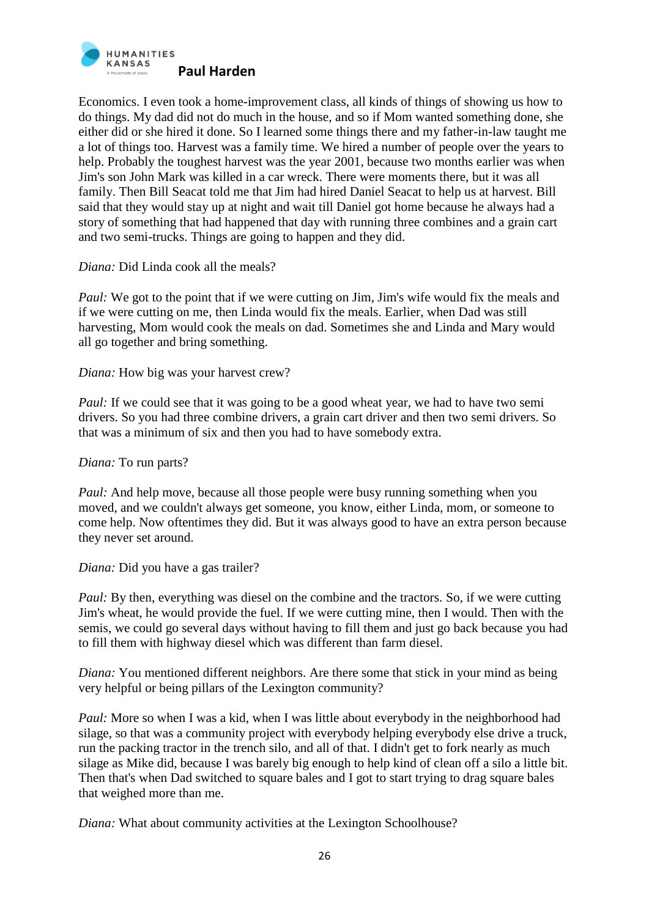Economics. I even took a home-improvement class, all kinds of things of showing us how to do things. My dad did not do much in the house, and so if Mom wanted something done, she either did or she hired it done. So I learned some things there and my father-in-law taught me a lot of things too. Harvest was a family time. We hired a number of people over the years to help. Probably the toughest harvest was the year 2001, because two months earlier was when Jim's son John Mark was killed in a car wreck. There were moments there, but it was all family. Then Bill Seacat told me that Jim had hired Daniel Seacat to help us at harvest. Bill said that they would stay up at night and wait till Daniel got home because he always had a story of something that had happened that day with running three combines and a grain cart and two semi-trucks. Things are going to happen and they did.

*Diana:* Did Linda cook all the meals?

*Paul:* We got to the point that if we were cutting on Jim, Jim's wife would fix the meals and if we were cutting on me, then Linda would fix the meals. Earlier, when Dad was still harvesting, Mom would cook the meals on dad. Sometimes she and Linda and Mary would all go together and bring something.

*Diana:* How big was your harvest crew?

*Paul:* If we could see that it was going to be a good wheat year, we had to have two semi drivers. So you had three combine drivers, a grain cart driver and then two semi drivers. So that was a minimum of six and then you had to have somebody extra.

*Diana:* To run parts?

*Paul:* And help move, because all those people were busy running something when you moved, and we couldn't always get someone, you know, either Linda, mom, or someone to come help. Now oftentimes they did. But it was always good to have an extra person because they never set around.

*Diana:* Did you have a gas trailer?

*Paul:* By then, everything was diesel on the combine and the tractors. So, if we were cutting Jim's wheat, he would provide the fuel. If we were cutting mine, then I would. Then with the semis, we could go several days without having to fill them and just go back because you had to fill them with highway diesel which was different than farm diesel.

*Diana:* You mentioned different neighbors. Are there some that stick in your mind as being very helpful or being pillars of the Lexington community?

*Paul:* More so when I was a kid, when I was little about everybody in the neighborhood had silage, so that was a community project with everybody helping everybody else drive a truck, run the packing tractor in the trench silo, and all of that. I didn't get to fork nearly as much silage as Mike did, because I was barely big enough to help kind of clean off a silo a little bit. Then that's when Dad switched to square bales and I got to start trying to drag square bales that weighed more than me.

*Diana:* What about community activities at the Lexington Schoolhouse?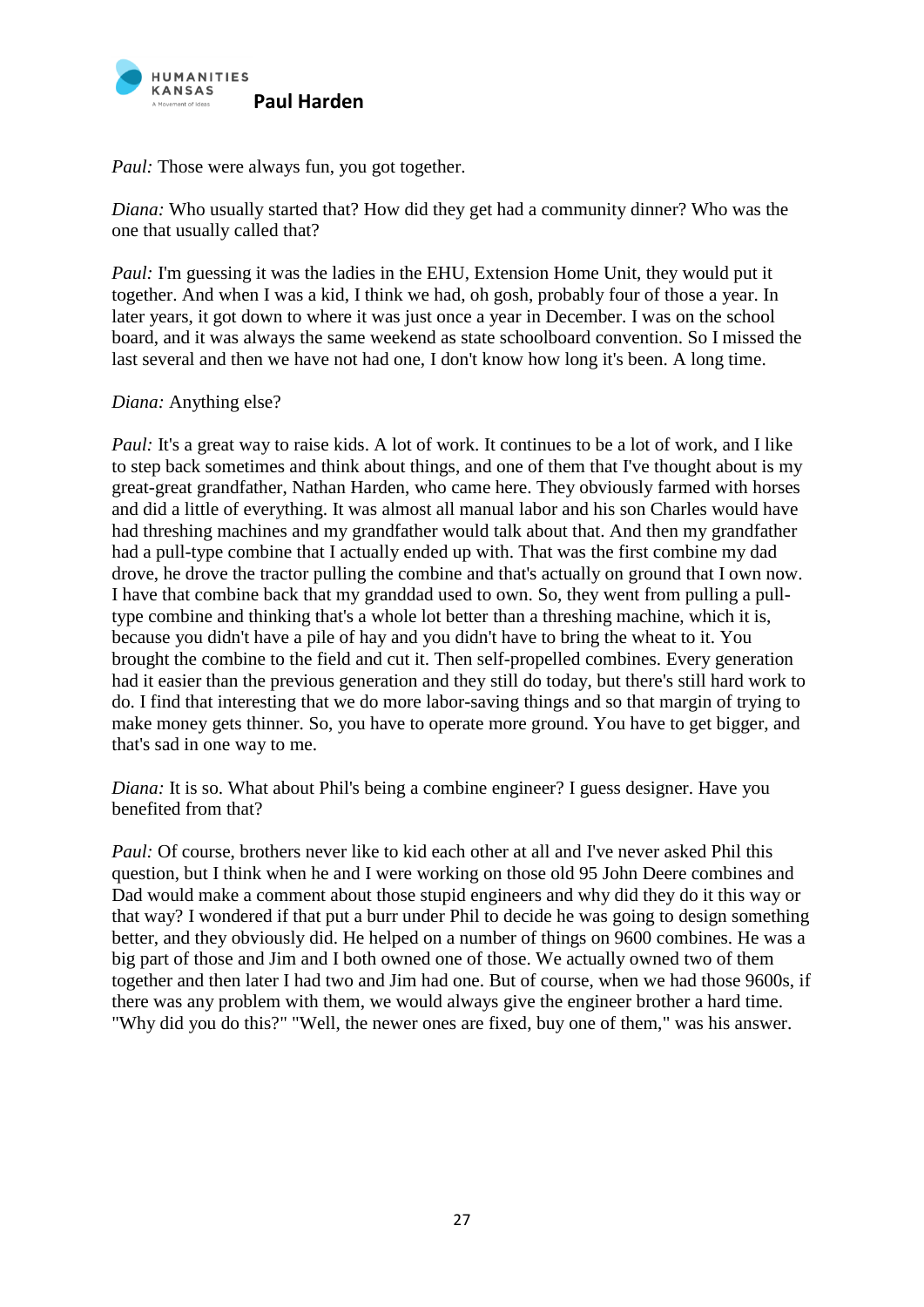*Paul:* Those were always fun, you got together.

*Diana:* Who usually started that? How did they get had a community dinner? Who was the one that usually called that?

*Paul:* I'm guessing it was the ladies in the EHU, Extension Home Unit, they would put it together. And when I was a kid, I think we had, oh gosh, probably four of those a year. In later years, it got down to where it was just once a year in December. I was on the school board, and it was always the same weekend as state schoolboard convention. So I missed the last several and then we have not had one, I don't know how long it's been. A long time.

*Diana:* Anything else?

*Paul:* It's a great way to raise kids. A lot of work. It continues to be a lot of work, and I like to step back sometimes and think about things, and one of them that I've thought about is my great-great grandfather, Nathan Harden, who came here. They obviously farmed with horses and did a little of everything. It was almost all manual labor and his son Charles would have had threshing machines and my grandfather would talk about that. And then my grandfather had a pull-type combine that I actually ended up with. That was the first combine my dad drove, he drove the tractor pulling the combine and that's actually on ground that I own now. I have that combine back that my granddad used to own. So, they went from pulling a pull-type combine and thinking that's a whole lot better than a threshing machine, which it is, because you didn't have a pile of hay and you didn't have to bring the wheat to it. You brought the combine to the field and cut it. Then self-propelled combines. Every generation had it easier than the previous generation and they still do today, but there's still hard work to do. I find that interesting that we do more labor-saving things and so that margin of trying to make money gets thinner. So, you have to operate more ground. You have to get bigger, and that's sad in one way to me.

*Diana:* It is so. What about Phil's being a combine engineer? I guess designer. Have you benefited from that?

*Paul:* Of course, brothers never like to kid each other at all and I've never asked Phil this question, but I think when he and I were working on those old 95 John Deere combines and Dad would make a comment about those stupid engineers and why did they do it this way or that way? I wondered if that put a burr under Phil to decide he was going to design something better, and they obviously did. He helped on a number of things on 9600 combines. He was a big part of those and Jim and I both owned one of those. We actually owned two of them together and then later I had two and Jim had one. But of course, when we had those 9600s, if there was any problem with them, we would always give the engineer brother a hard time. "Why did you do this?" "Well, the newer ones are fixed, buy one of them," was his answer.